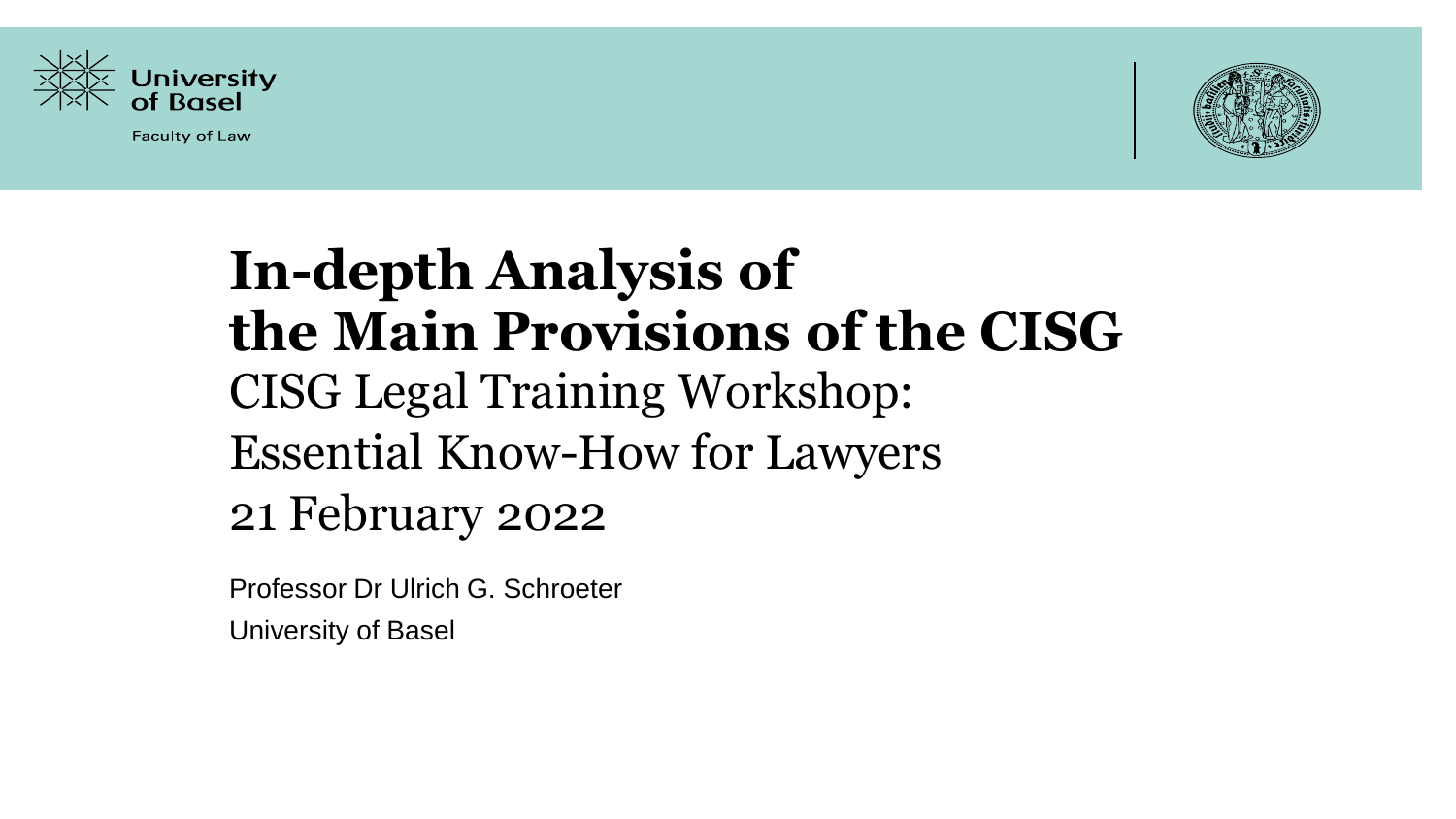University of Basel

Faculty of Law

# In-depth Analysis of the Main Provisions of the CISG

CISG Legal Training Workshop:
Essential Know-How for Lawyers
21 February 2022

Professor Dr Ulrich G. Schroeter
University of Basel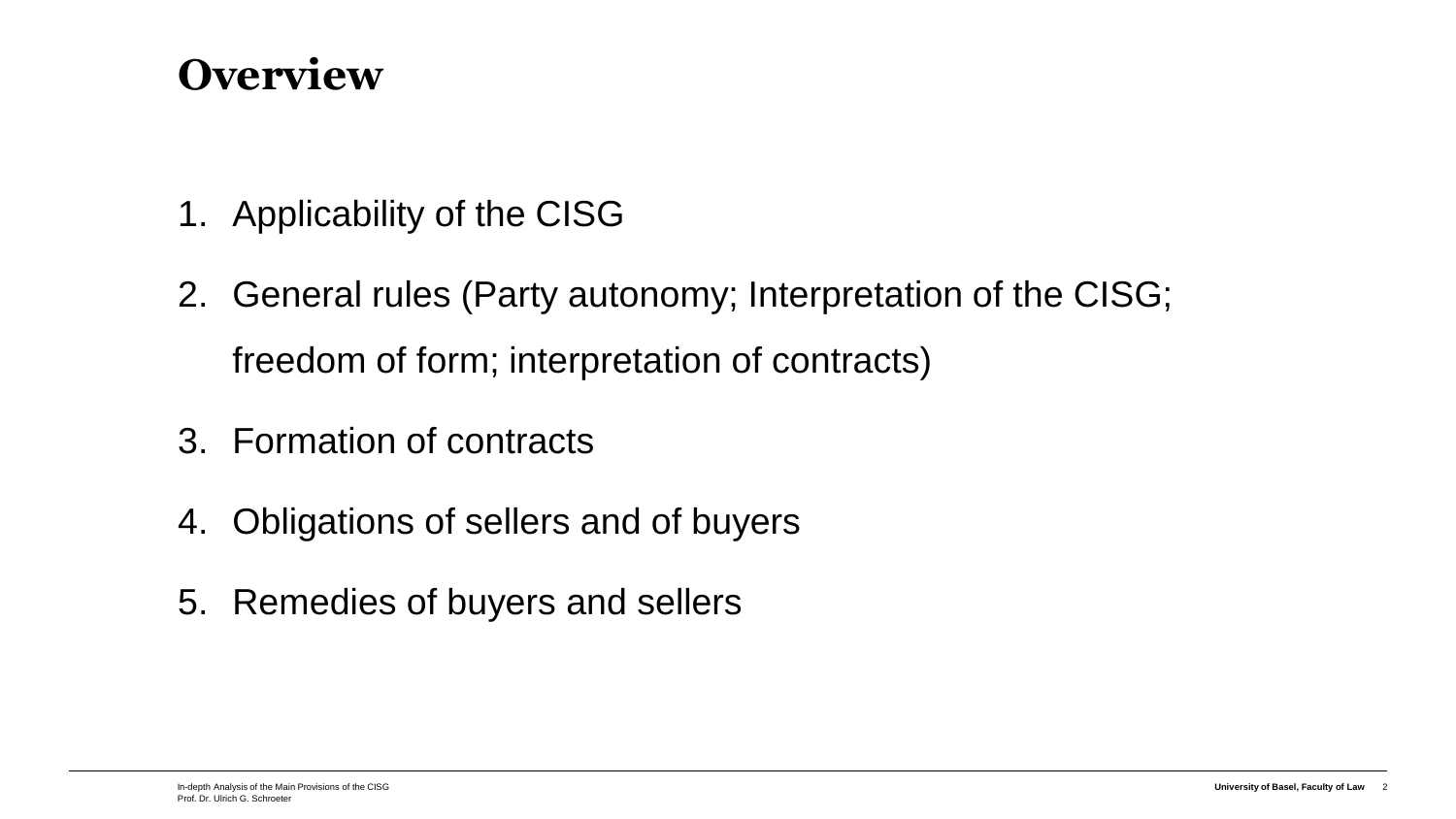# Overview

1. Applicability of the CISG
2. General rules (Party autonomy; Interpretation of the CISG; freedom of form; interpretation of contracts)
3. Formation of contracts
4. Obligations of sellers and of buyers
5. Remedies of buyers and sellers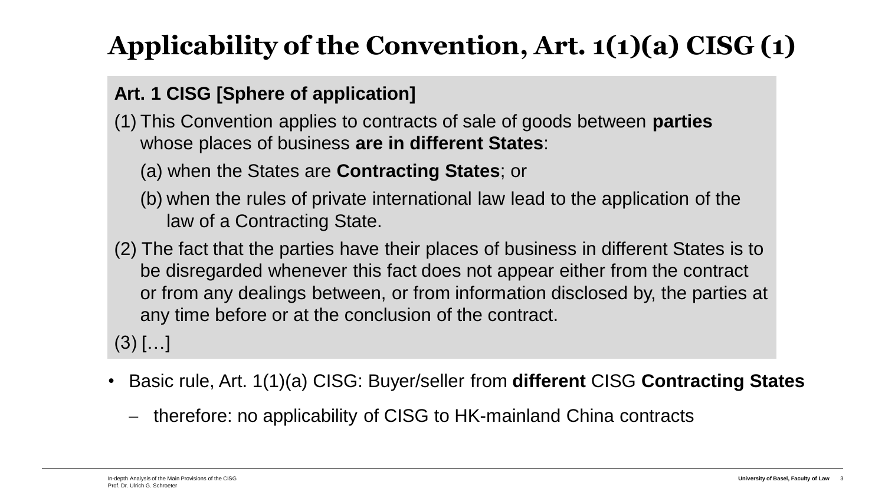# Applicability of the Convention, Art. 1(1)(a) CISG (1)

**Art. 1 CISG [Sphere of application]**

(1) This Convention applies to contracts of sale of goods between **parties** whose places of business **are in different States**:

  (a) when the States are **Contracting States**; or

  (b) when the rules of private international law lead to the application of the law of a Contracting State.

(2) The fact that the parties have their places of business in different States is to be disregarded whenever this fact does not appear either from the contract or from any dealings between, or from information disclosed by, the parties at any time before or at the conclusion of the contract.

(3) […]

- Basic rule, Art. 1(1)(a) CISG: Buyer/seller from **different** CISG **Contracting States**
  - therefore: no applicability of CISG to HK-mainland China contracts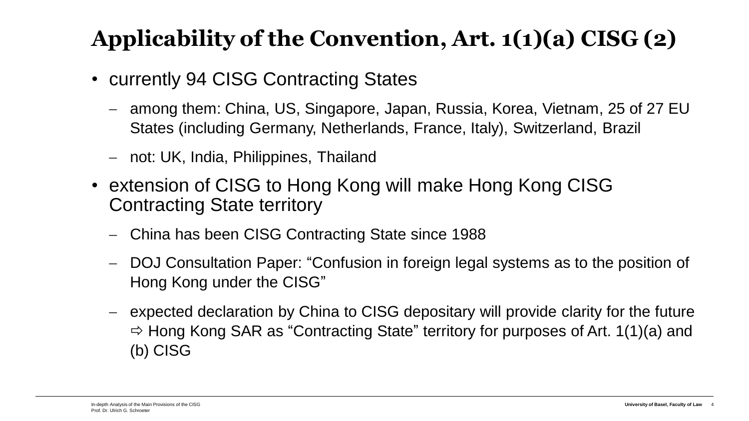# Applicability of the Convention, Art. 1(1)(a) CISG (2)

- currently 94 CISG Contracting States
  - among them: China, US, Singapore, Japan, Russia, Korea, Vietnam, 25 of 27 EU States (including Germany, Netherlands, France, Italy), Switzerland, Brazil
  - not: UK, India, Philippines, Thailand
- extension of CISG to Hong Kong will make Hong Kong CISG Contracting State territory
  - China has been CISG Contracting State since 1988
  - DOJ Consultation Paper: "Confusion in foreign legal systems as to the position of Hong Kong under the CISG"
  - expected declaration by China to CISG depositary will provide clarity for the future ⇨ Hong Kong SAR as "Contracting State" territory for purposes of Art. 1(1)(a) and (b) CISG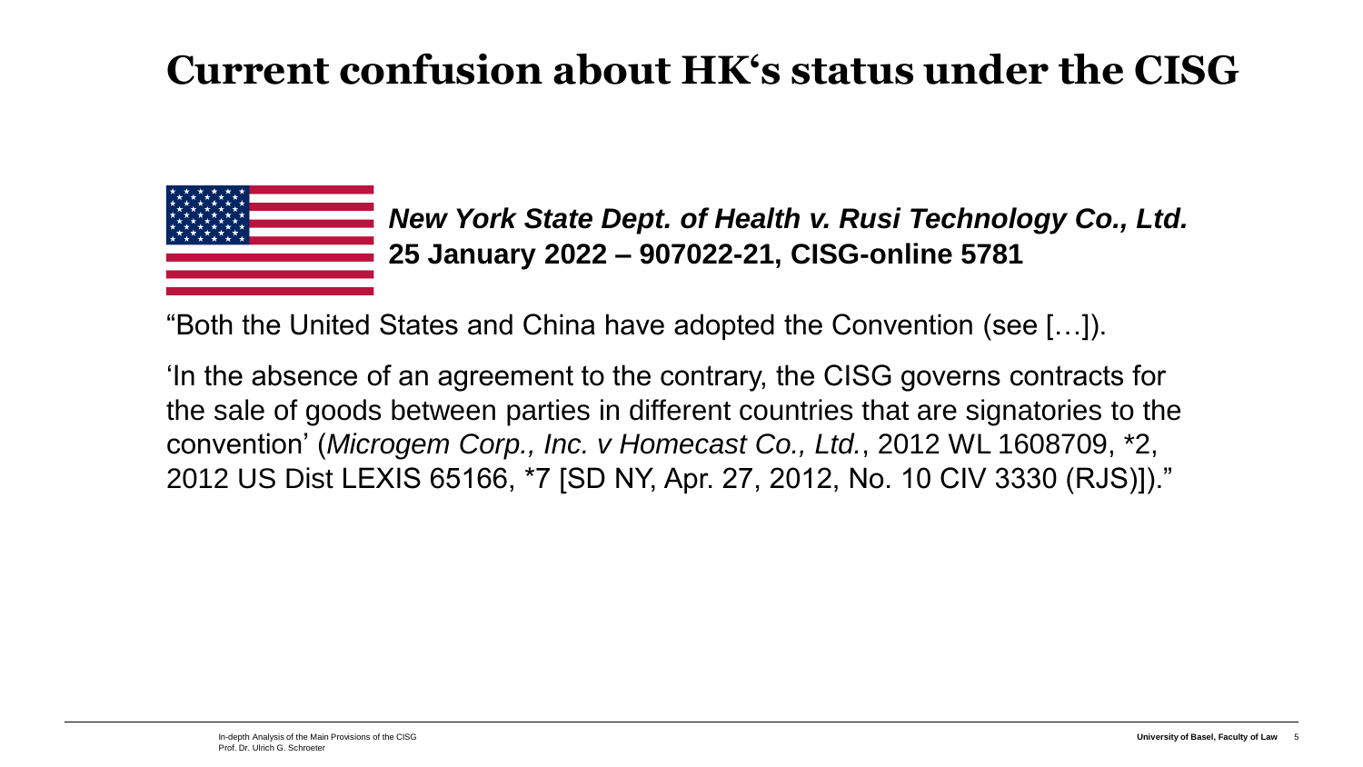# Current confusion about HK's status under the CISG

***New York State Dept. of Health v. Rusi Technology Co., Ltd.***
**25 January 2022 – 907022-21, CISG-online 5781**

"Both the United States and China have adopted the Convention (see […]).

'In the absence of an agreement to the contrary, the CISG governs contracts for the sale of goods between parties in different countries that are signatories to the convention' (*Microgem Corp., Inc. v Homecast Co., Ltd.*, 2012 WL 1608709, *2, 2012 US Dist LEXIS 65166, *7 [SD NY, Apr. 27, 2012, No. 10 CIV 3330 (RJS)])."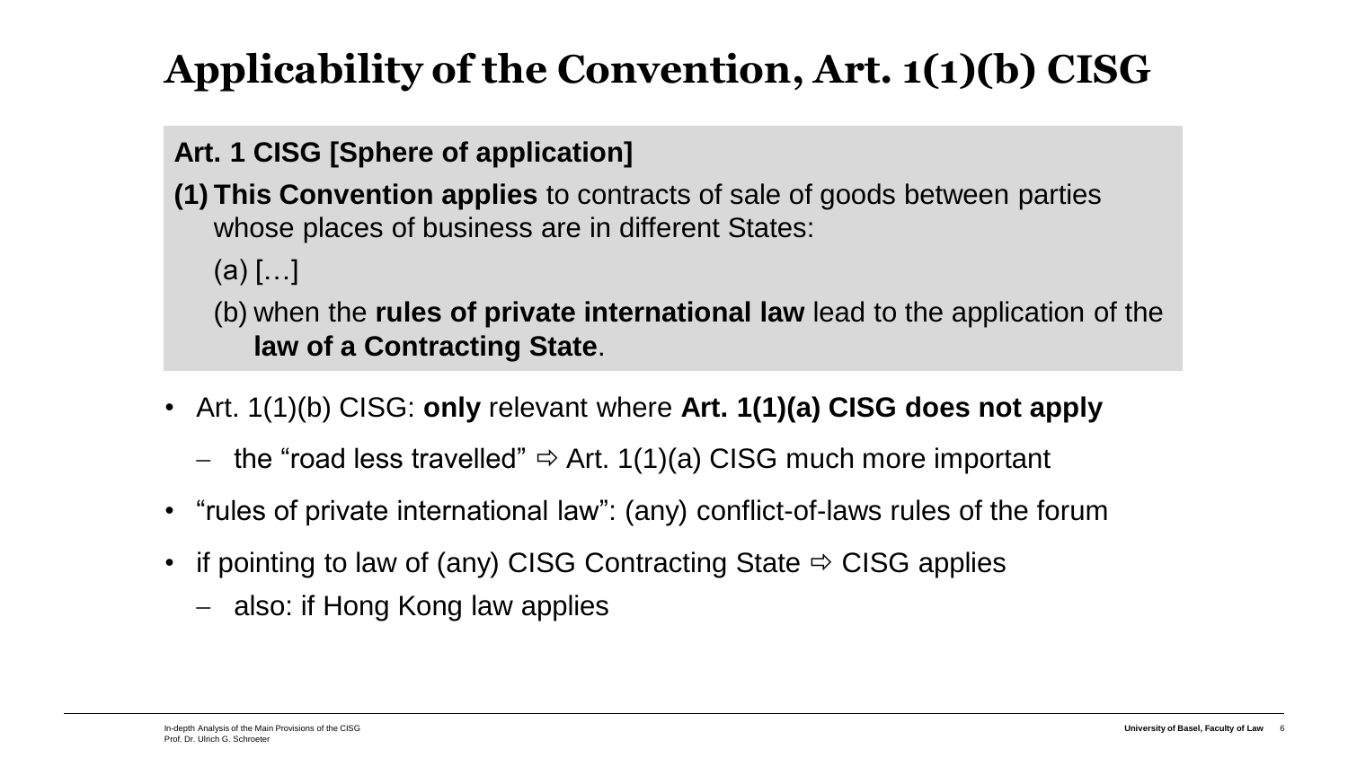# Applicability of the Convention, Art. 1(1)(b) CISG

**Art. 1 CISG [Sphere of application]**

**(1) This Convention applies** to contracts of sale of goods between parties whose places of business are in different States:

(a) […]

(b) when the **rules of private international law** lead to the application of the **law of a Contracting State**.

- Art. 1(1)(b) CISG: **only** relevant where **Art. 1(1)(a) CISG does not apply**
  - the "road less travelled" ⇨ Art. 1(1)(a) CISG much more important
- "rules of private international law": (any) conflict-of-laws rules of the forum
- if pointing to law of (any) CISG Contracting State ⇨ CISG applies
  - also: if Hong Kong law applies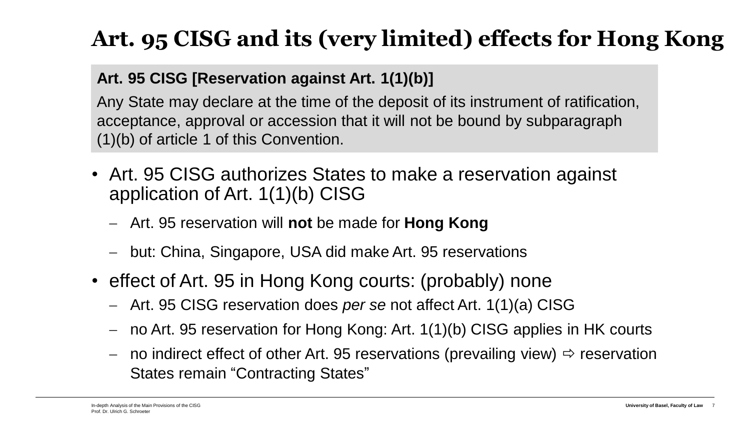# Art. 95 CISG and its (very limited) effects for Hong Kong

**Art. 95 CISG [Reservation against Art. 1(1)(b)]**

Any State may declare at the time of the deposit of its instrument of ratification, acceptance, approval or accession that it will not be bound by subparagraph (1)(b) of article 1 of this Convention.

- Art. 95 CISG authorizes States to make a reservation against application of Art. 1(1)(b) CISG
  - Art. 95 reservation will **not** be made for **Hong Kong**
  - but: China, Singapore, USA did make Art. 95 reservations
- effect of Art. 95 in Hong Kong courts: (probably) none
  - Art. 95 CISG reservation does *per se* not affect Art. 1(1)(a) CISG
  - no Art. 95 reservation for Hong Kong: Art. 1(1)(b) CISG applies in HK courts
  - no indirect effect of other Art. 95 reservations (prevailing view) ⇨ reservation States remain "Contracting States"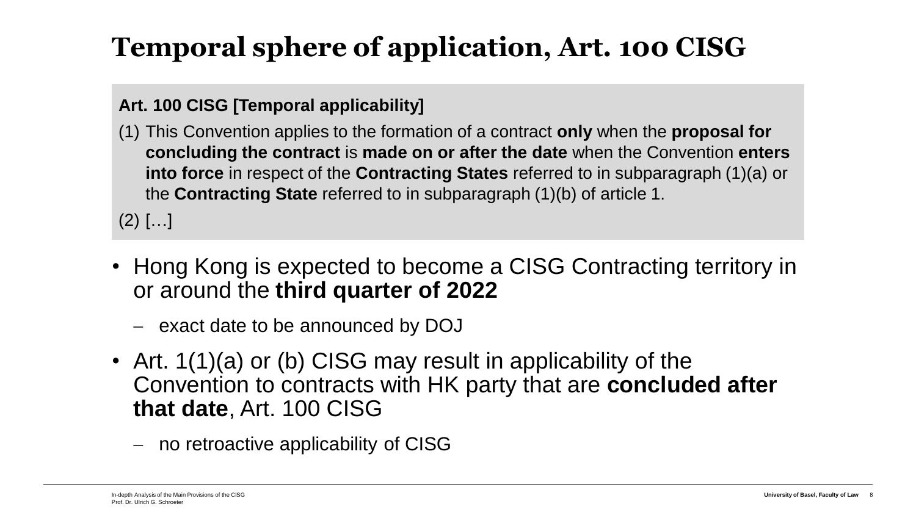# Temporal sphere of application, Art. 100 CISG

**Art. 100 CISG [Temporal applicability]**

(1) This Convention applies to the formation of a contract **only** when the **proposal for concluding the contract** is **made on or after the date** when the Convention **enters into force** in respect of the **Contracting States** referred to in subparagraph (1)(a) or the **Contracting State** referred to in subparagraph (1)(b) of article 1.

(2) […]

- Hong Kong is expected to become a CISG Contracting territory in or around the **third quarter of 2022**
  - exact date to be announced by DOJ
- Art. 1(1)(a) or (b) CISG may result in applicability of the Convention to contracts with HK party that are **concluded after that date**, Art. 100 CISG
  - no retroactive applicability of CISG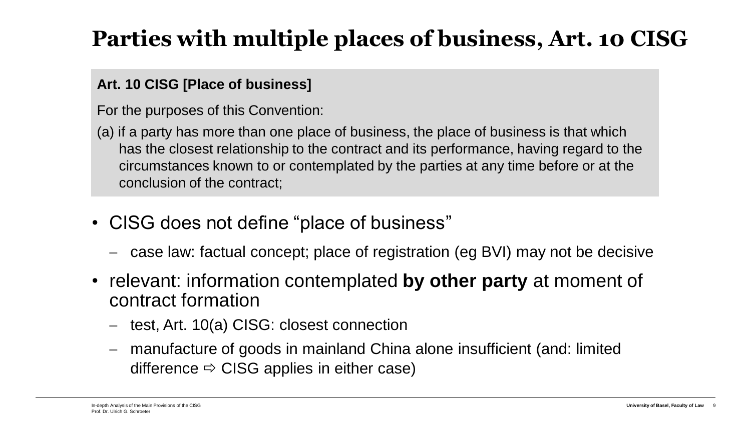# Parties with multiple places of business, Art. 10 CISG

> **Art. 10 CISG [Place of business]**
>
> For the purposes of this Convention:
>
> (a) if a party has more than one place of business, the place of business is that which has the closest relationship to the contract and its performance, having regard to the circumstances known to or contemplated by the parties at any time before or at the conclusion of the contract;

- CISG does not define "place of business"
  - case law: factual concept; place of registration (eg BVI) may not be decisive
- relevant: information contemplated **by other party** at moment of contract formation
  - test, Art. 10(a) CISG: closest connection
  - manufacture of goods in mainland China alone insufficient (and: limited difference ⇨ CISG applies in either case)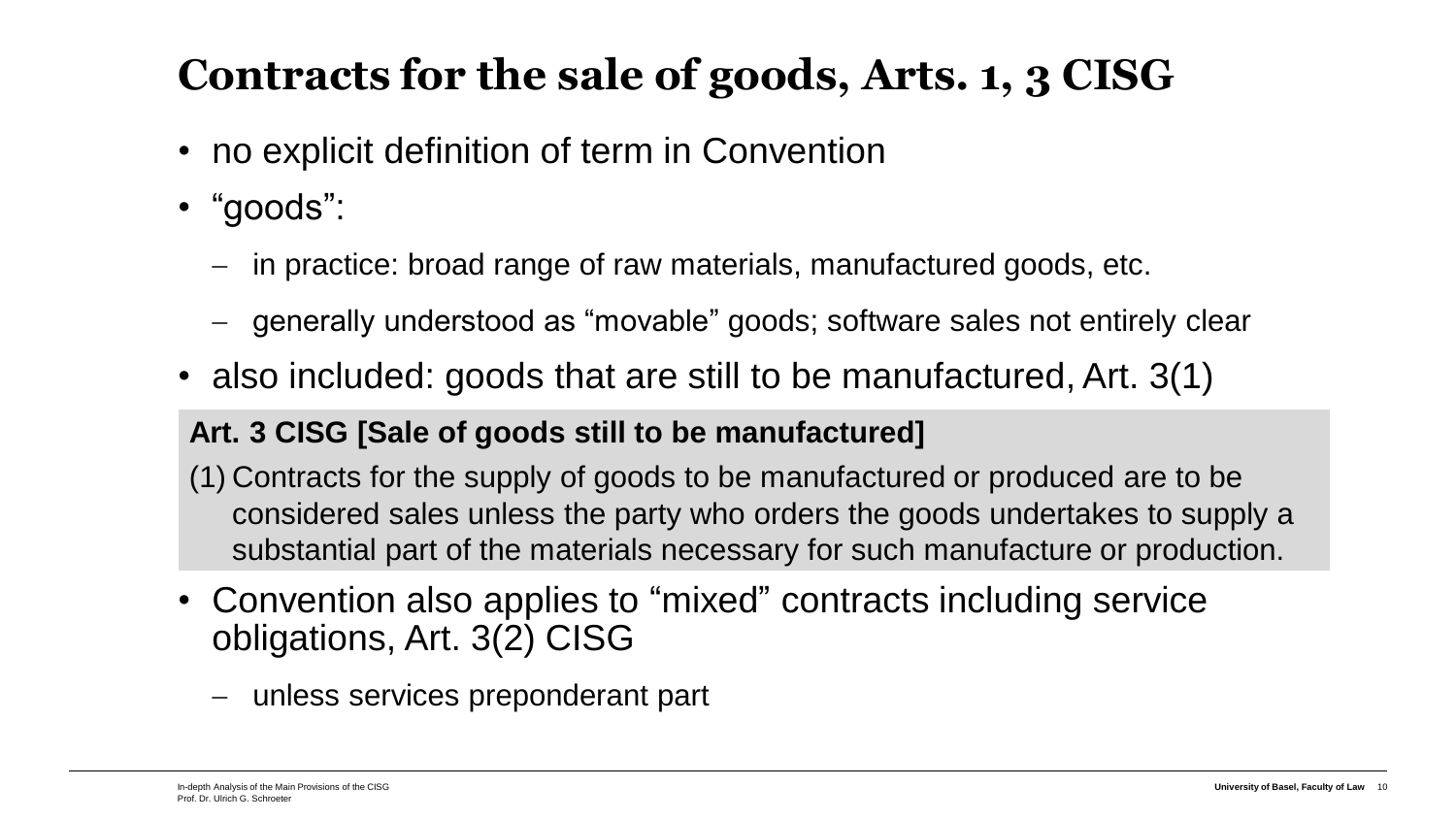# Contracts for the sale of goods, Arts. 1, 3 CISG

- no explicit definition of term in Convention
- “goods”:
  - in practice: broad range of raw materials, manufactured goods, etc.
  - generally understood as “movable” goods; software sales not entirely clear
- also included: goods that are still to be manufactured, Art. 3(1)

> **Art. 3 CISG [Sale of goods still to be manufactured]**
>
> (1) Contracts for the supply of goods to be manufactured or produced are to be considered sales unless the party who orders the goods undertakes to supply a substantial part of the materials necessary for such manufacture or production.

- Convention also applies to “mixed” contracts including service obligations, Art. 3(2) CISG
  - unless services preponderant part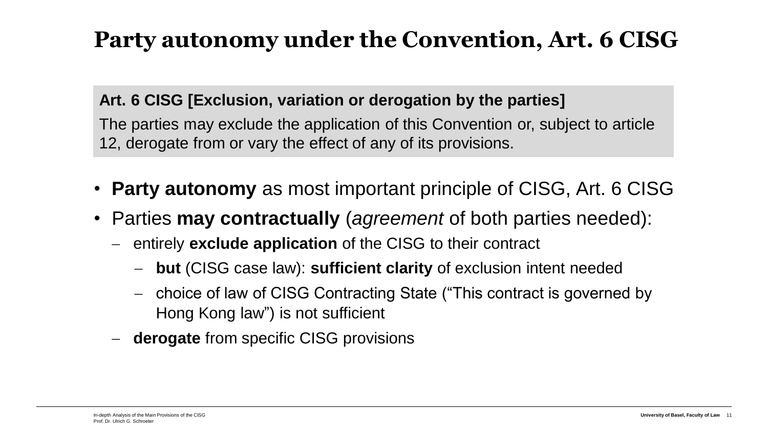# Party autonomy under the Convention, Art. 6 CISG

**Art. 6 CISG [Exclusion, variation or derogation by the parties]**

The parties may exclude the application of this Convention or, subject to article 12, derogate from or vary the effect of any of its provisions.

- **Party autonomy** as most important principle of CISG, Art. 6 CISG
- Parties **may contractually** (*agreement* of both parties needed):
  - entirely **exclude application** of the CISG to their contract
    - **but** (CISG case law): **sufficient clarity** of exclusion intent needed
    - choice of law of CISG Contracting State (“This contract is governed by Hong Kong law”) is not sufficient
  - **derogate** from specific CISG provisions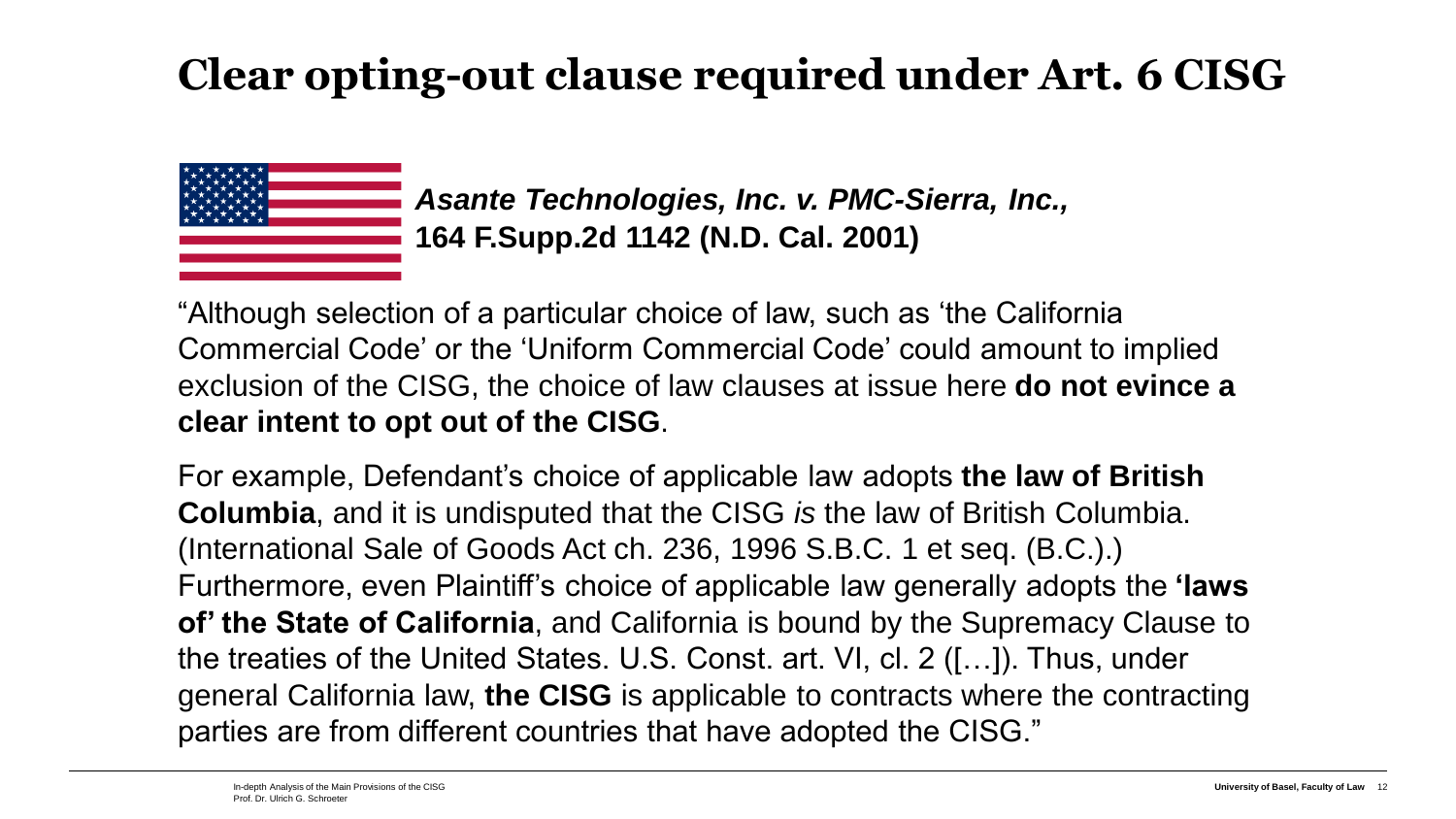# Clear opting-out clause required under Art. 6 CISG

***Asante Technologies, Inc. v. PMC-Sierra, Inc.,***
**164 F.Supp.2d 1142 (N.D. Cal. 2001)**

"Although selection of a particular choice of law, such as 'the California Commercial Code' or the 'Uniform Commercial Code' could amount to implied exclusion of the CISG, the choice of law clauses at issue here **do not evince a clear intent to opt out of the CISG**.

For example, Defendant's choice of applicable law adopts **the law of British Columbia**, and it is undisputed that the CISG *is* the law of British Columbia. (International Sale of Goods Act ch. 236, 1996 S.B.C. 1 et seq. (B.C.).) Furthermore, even Plaintiff's choice of applicable law generally adopts the **'laws of' the State of California**, and California is bound by the Supremacy Clause to the treaties of the United States. U.S. Const. art. VI, cl. 2 ([…]). Thus, under general California law, **the CISG** is applicable to contracts where the contracting parties are from different countries that have adopted the CISG."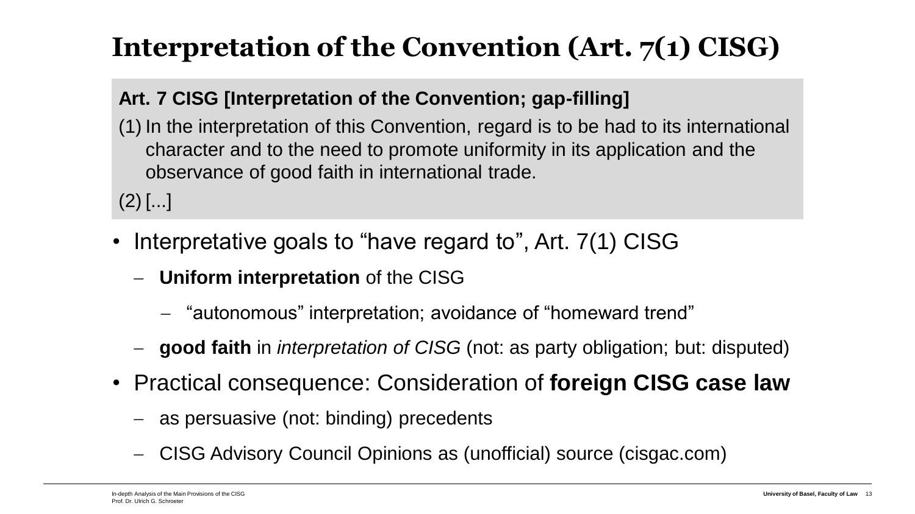# Interpretation of the Convention (Art. 7(1) CISG)

**Art. 7 CISG [Interpretation of the Convention; gap-filling]**

(1) In the interpretation of this Convention, regard is to be had to its international character and to the need to promote uniformity in its application and the observance of good faith in international trade.

(2) [...]

- Interpretative goals to "have regard to", Art. 7(1) CISG
  - **Uniform interpretation** of the CISG
    - "autonomous" interpretation; avoidance of "homeward trend"
  - **good faith** in *interpretation of CISG* (not: as party obligation; but: disputed)
- Practical consequence: Consideration of **foreign CISG case law**
  - as persuasive (not: binding) precedents
  - CISG Advisory Council Opinions as (unofficial) source (cisgac.com)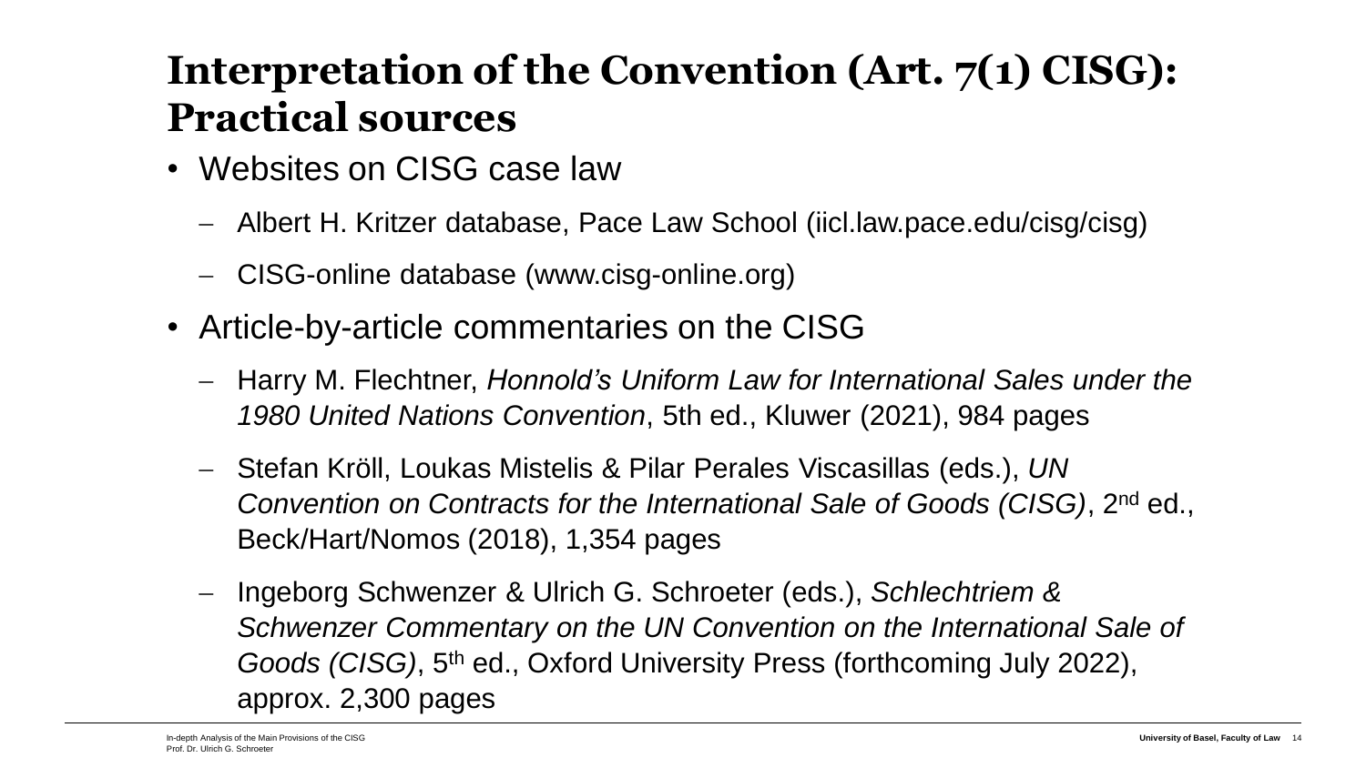# Interpretation of the Convention (Art. 7(1) CISG): Practical sources

- Websites on CISG case law
  - Albert H. Kritzer database, Pace Law School (iicl.law.pace.edu/cisg/cisg)
  - CISG-online database (www.cisg-online.org)
- Article-by-article commentaries on the CISG
  - Harry M. Flechtner, *Honnold's Uniform Law for International Sales under the 1980 United Nations Convention*, 5th ed., Kluwer (2021), 984 pages
  - Stefan Kröll, Loukas Mistelis & Pilar Perales Viscasillas (eds.), *UN Convention on Contracts for the International Sale of Goods (CISG)*, 2nd ed., Beck/Hart/Nomos (2018), 1,354 pages
  - Ingeborg Schwenzer & Ulrich G. Schroeter (eds.), *Schlechtriem & Schwenzer Commentary on the UN Convention on the International Sale of Goods (CISG)*, 5th ed., Oxford University Press (forthcoming July 2022), approx. 2,300 pages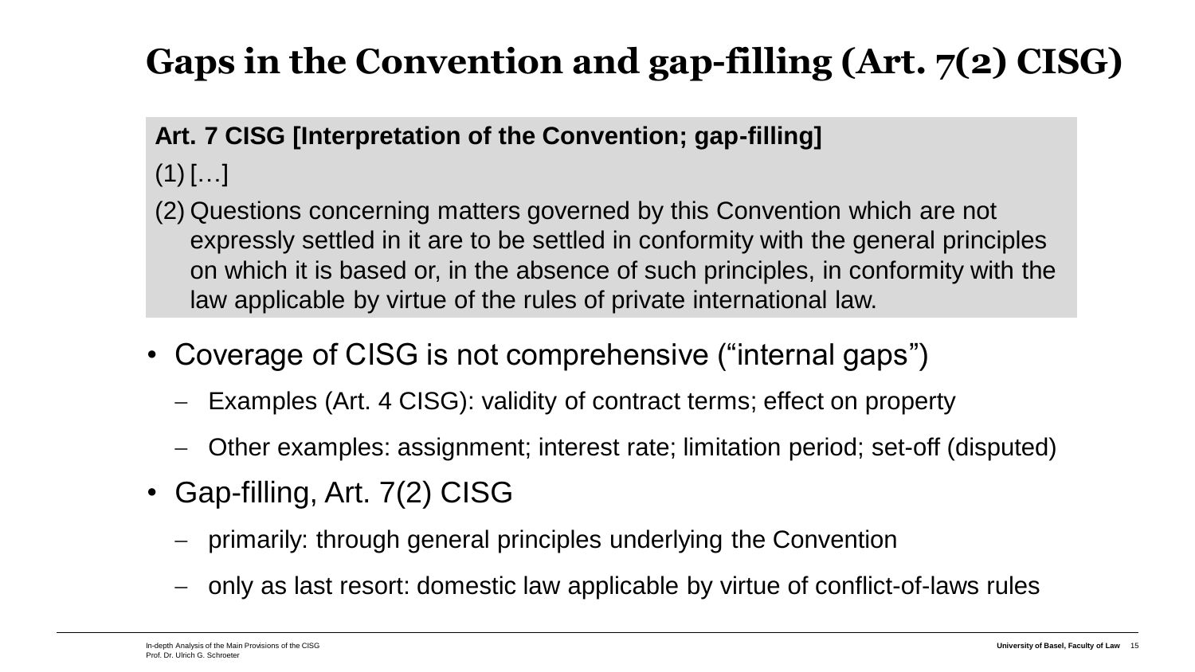# Gaps in the Convention and gap-filling (Art. 7(2) CISG)

**Art. 7 CISG [Interpretation of the Convention; gap-filling]**

(1) […]

(2) Questions concerning matters governed by this Convention which are not expressly settled in it are to be settled in conformity with the general principles on which it is based or, in the absence of such principles, in conformity with the law applicable by virtue of the rules of private international law.

- Coverage of CISG is not comprehensive ("internal gaps")
  - Examples (Art. 4 CISG): validity of contract terms; effect on property
  - Other examples: assignment; interest rate; limitation period; set-off (disputed)
- Gap-filling, Art. 7(2) CISG
  - primarily: through general principles underlying the Convention
  - only as last resort: domestic law applicable by virtue of conflict-of-laws rules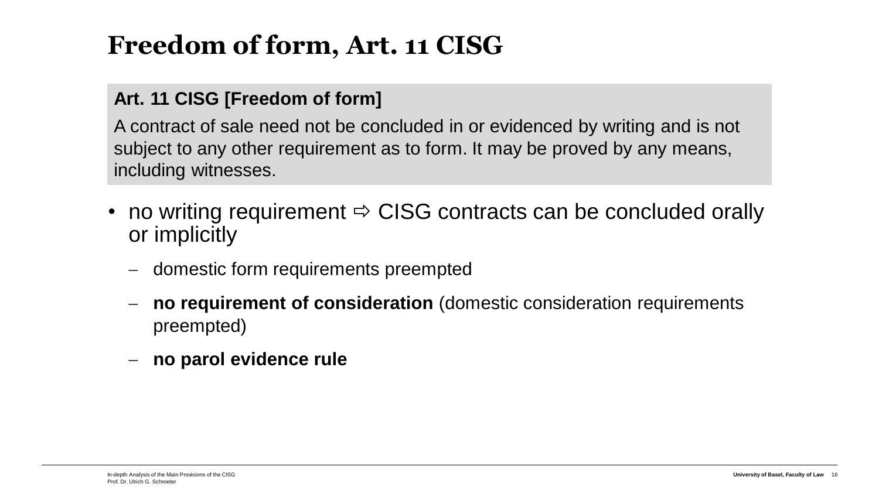# Freedom of form, Art. 11 CISG

**Art. 11 CISG [Freedom of form]**

A contract of sale need not be concluded in or evidenced by writing and is not subject to any other requirement as to form. It may be proved by any means, including witnesses.

- no writing requirement ⇨ CISG contracts can be concluded orally or implicitly
  - domestic form requirements preempted
  - **no requirement of consideration** (domestic consideration requirements preempted)
  - **no parol evidence rule**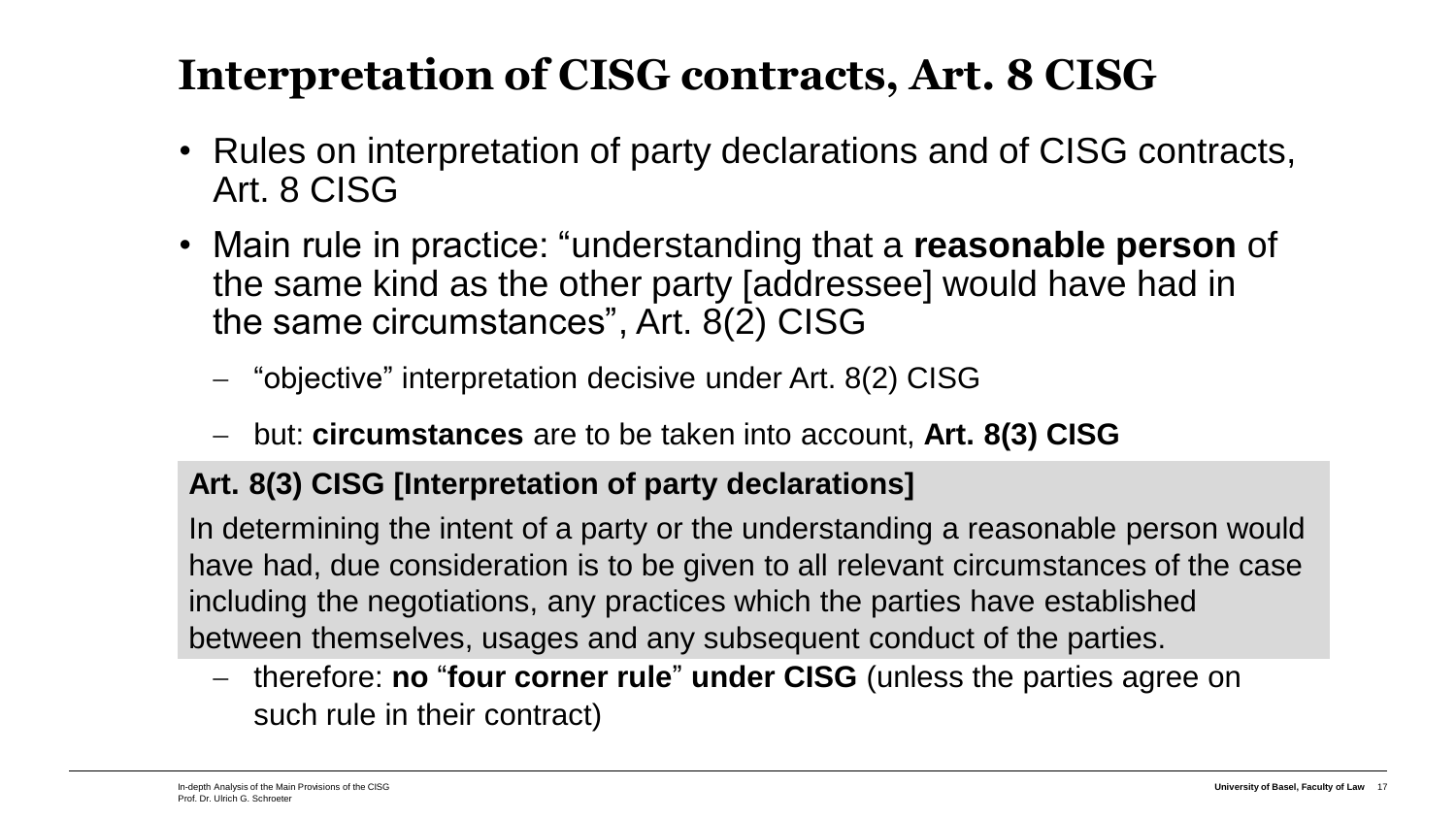# Interpretation of CISG contracts, Art. 8 CISG

- Rules on interpretation of party declarations and of CISG contracts, Art. 8 CISG
- Main rule in practice: "understanding that a **reasonable person** of the same kind as the other party [addressee] would have had in the same circumstances", Art. 8(2) CISG
  - "objective" interpretation decisive under Art. 8(2) CISG
  - but: **circumstances** are to be taken into account, **Art. 8(3) CISG**

> **Art. 8(3) CISG [Interpretation of party declarations]**
>
> In determining the intent of a party or the understanding a reasonable person would have had, due consideration is to be given to all relevant circumstances of the case including the negotiations, any practices which the parties have established between themselves, usages and any subsequent conduct of the parties.

  - therefore: **no** "**four corner rule**" **under CISG** (unless the parties agree on such rule in their contract)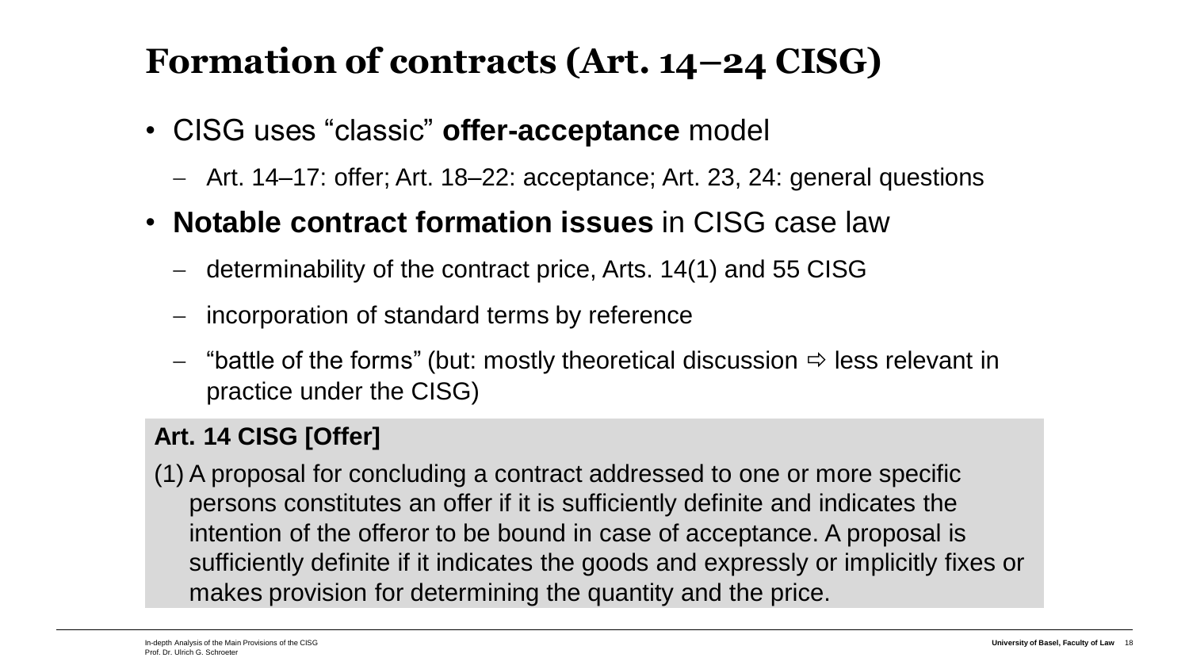# Formation of contracts (Art. 14–24 CISG)

- CISG uses “classic” **offer-acceptance** model
  - Art. 14–17: offer; Art. 18–22: acceptance; Art. 23, 24: general questions
- **Notable contract formation issues** in CISG case law
  - determinability of the contract price, Arts. 14(1) and 55 CISG
  - incorporation of standard terms by reference
  - “battle of the forms” (but: mostly theoretical discussion ⇨ less relevant in practice under the CISG)

**Art. 14 CISG [Offer]**

(1) A proposal for concluding a contract addressed to one or more specific persons constitutes an offer if it is sufficiently definite and indicates the intention of the offeror to be bound in case of acceptance. A proposal is sufficiently definite if it indicates the goods and expressly or implicitly fixes or makes provision for determining the quantity and the price.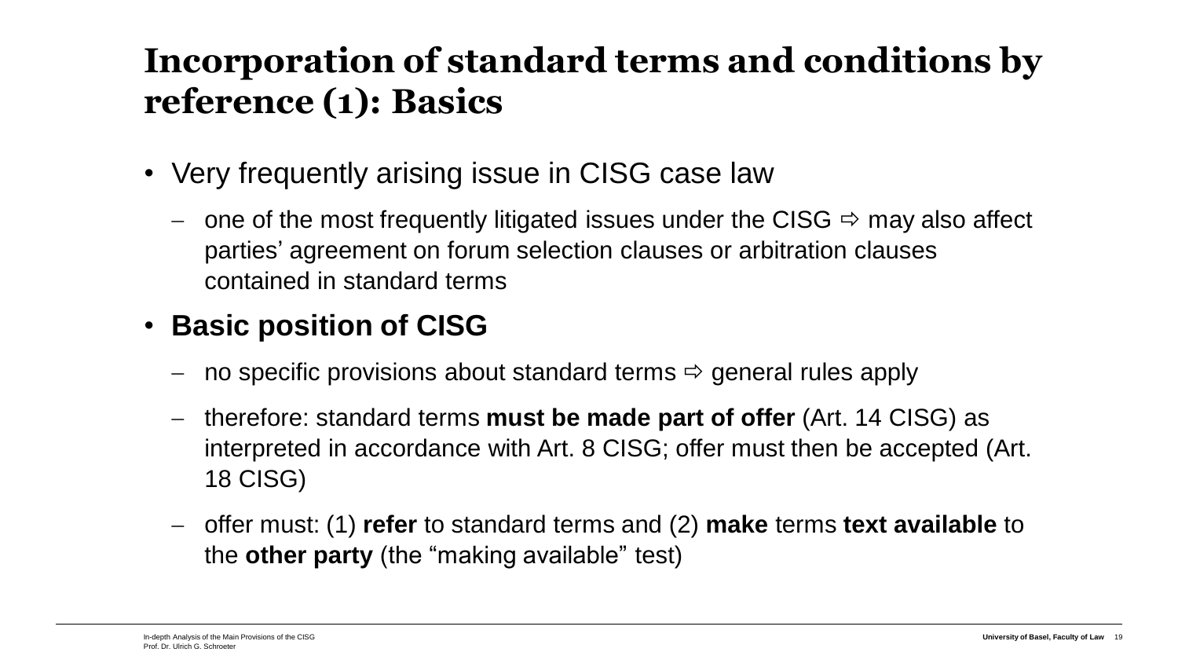# Incorporation of standard terms and conditions by reference (1): Basics

- Very frequently arising issue in CISG case law
  - one of the most frequently litigated issues under the CISG ⇨ may also affect parties' agreement on forum selection clauses or arbitration clauses contained in standard terms
- **Basic position of CISG**
  - no specific provisions about standard terms ⇨ general rules apply
  - therefore: standard terms **must be made part of offer** (Art. 14 CISG) as interpreted in accordance with Art. 8 CISG; offer must then be accepted (Art. 18 CISG)
  - offer must: (1) **refer** to standard terms and (2) **make** terms **text available** to the **other party** (the "making available" test)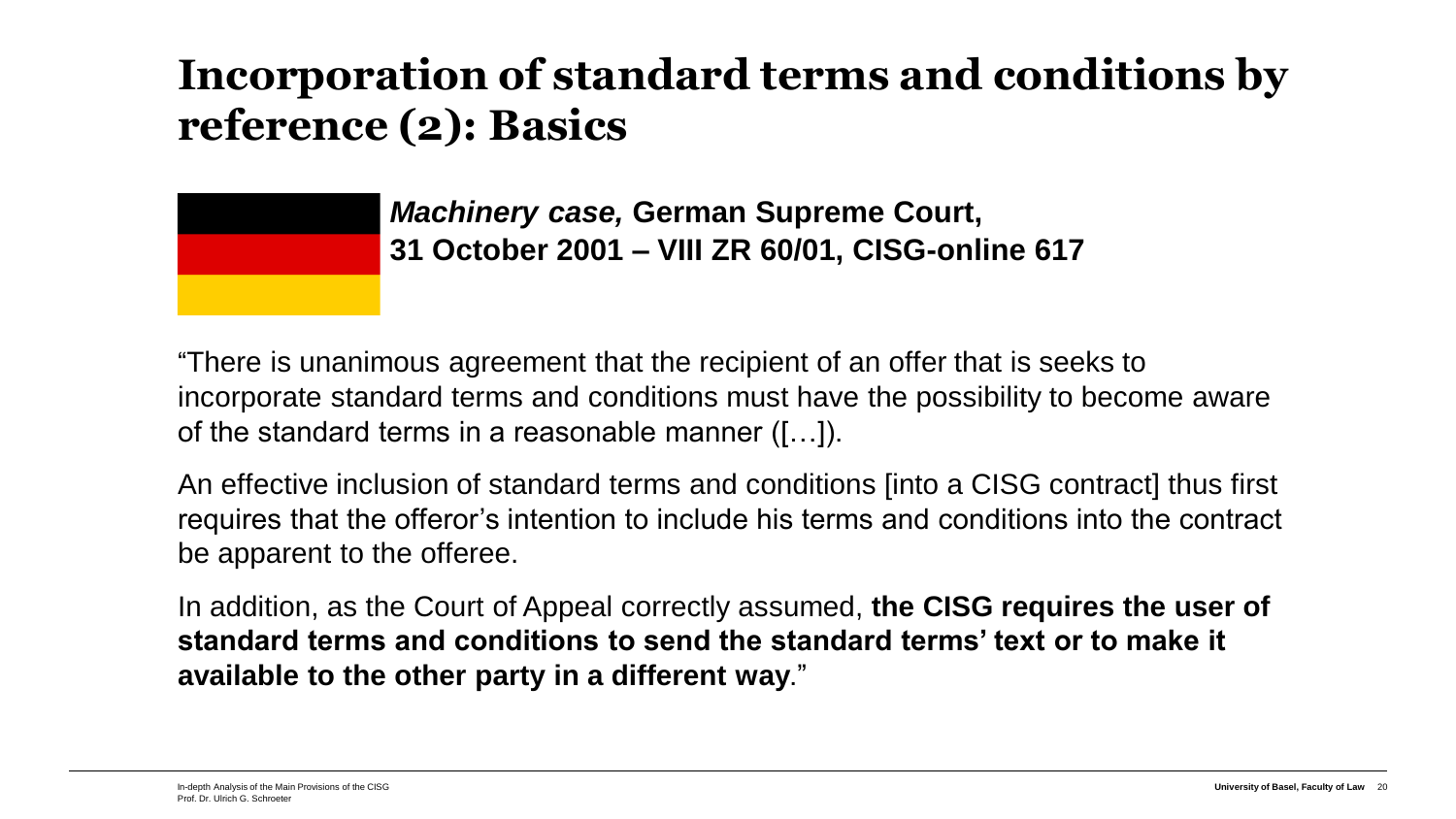# Incorporation of standard terms and conditions by reference (2): Basics

***Machinery case,*** **German Supreme Court, 31 October 2001 – VIII ZR 60/01, CISG-online 617**

"There is unanimous agreement that the recipient of an offer that is seeks to incorporate standard terms and conditions must have the possibility to become aware of the standard terms in a reasonable manner ([…]).

An effective inclusion of standard terms and conditions [into a CISG contract] thus first requires that the offeror's intention to include his terms and conditions into the contract be apparent to the offeree.

In addition, as the Court of Appeal correctly assumed, **the CISG requires the user of standard terms and conditions to send the standard terms' text or to make it available to the other party in a different way**."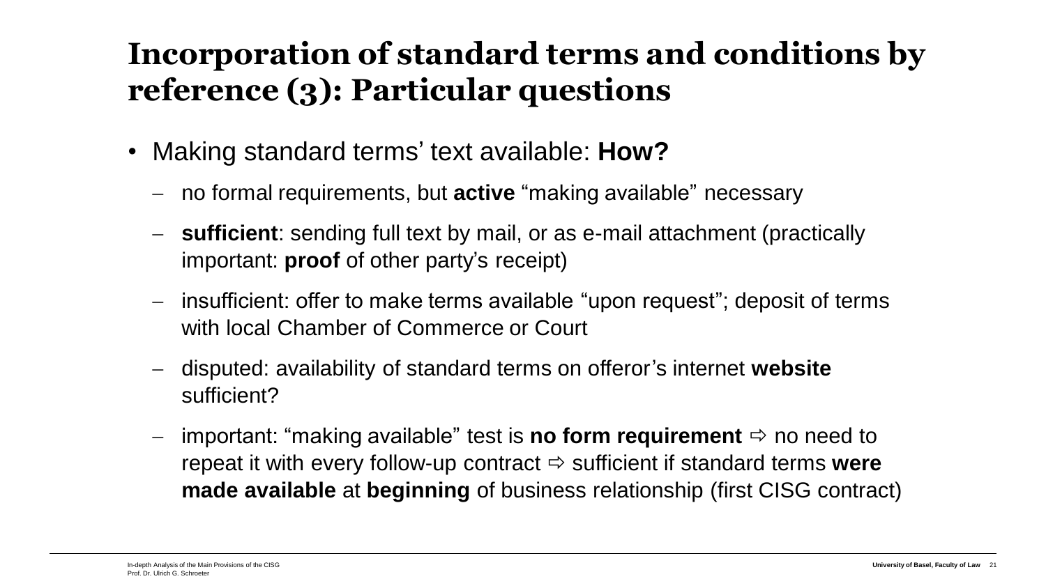# Incorporation of standard terms and conditions by reference (3): Particular questions

- Making standard terms' text available: **How?**
  - no formal requirements, but **active** "making available" necessary
  - **sufficient**: sending full text by mail, or as e-mail attachment (practically important: **proof** of other party's receipt)
  - insufficient: offer to make terms available "upon request"; deposit of terms with local Chamber of Commerce or Court
  - disputed: availability of standard terms on offeror's internet **website** sufficient?
  - important: "making available" test is **no form requirement** ⇨ no need to repeat it with every follow-up contract ⇨ sufficient if standard terms **were made available** at **beginning** of business relationship (first CISG contract)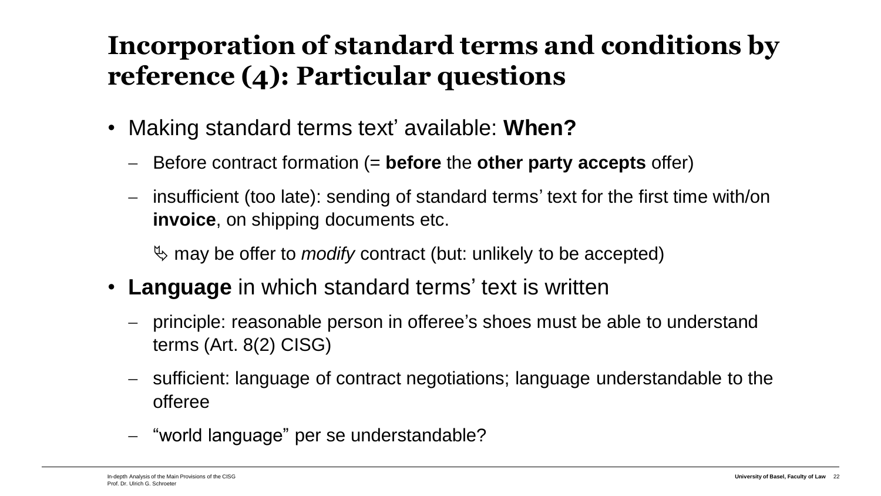# Incorporation of standard terms and conditions by reference (4): Particular questions

- Making standard terms text' available: **When?**
  - Before contract formation (= **before** the **other party accepts** offer)
  - insufficient (too late): sending of standard terms' text for the first time with/on **invoice**, on shipping documents etc.

    ➯ may be offer to *modify* contract (but: unlikely to be accepted)
- **Language** in which standard terms' text is written
  - principle: reasonable person in offeree's shoes must be able to understand terms (Art. 8(2) CISG)
  - sufficient: language of contract negotiations; language understandable to the offeree
  - "world language" per se understandable?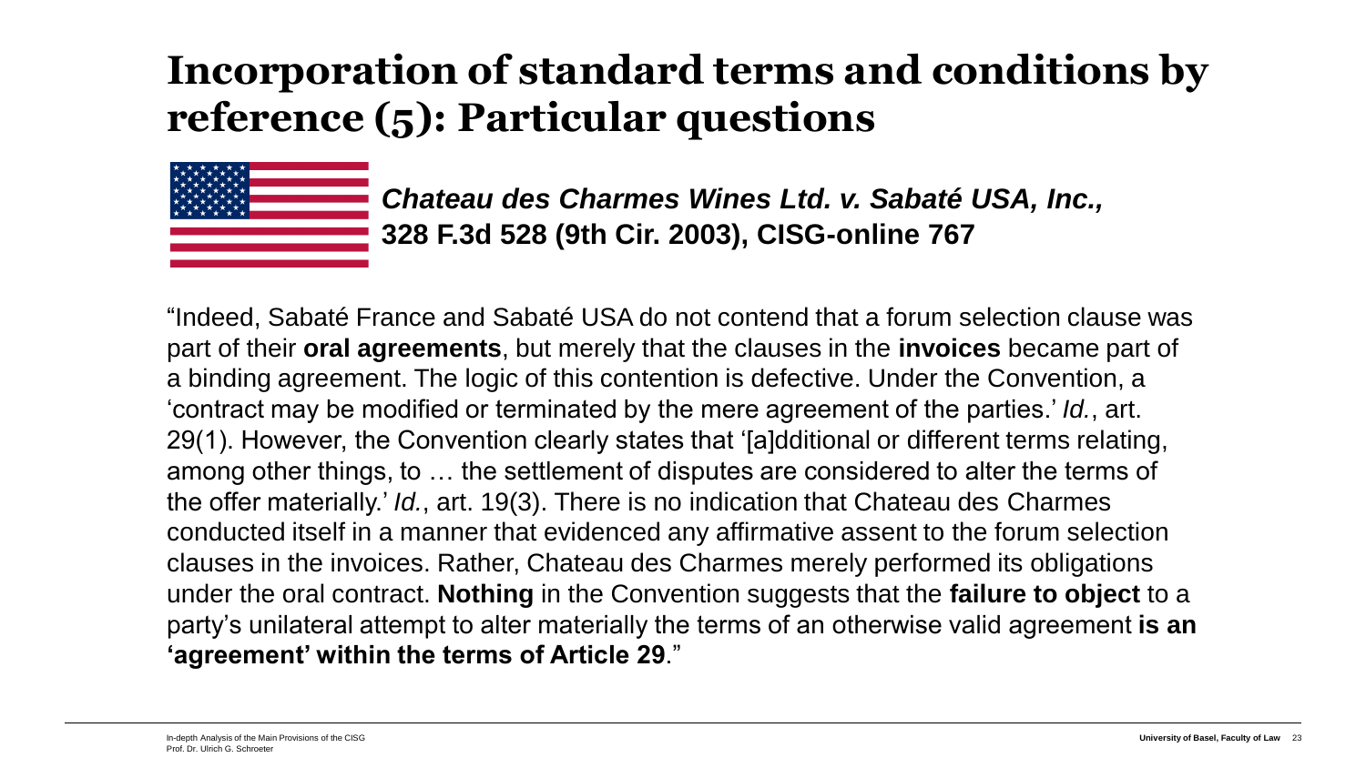# Incorporation of standard terms and conditions by reference (5): Particular questions

***Chateau des Charmes Wines Ltd. v. Sabaté USA, Inc.,***
**328 F.3d 528 (9th Cir. 2003), CISG-online 767**

"Indeed, Sabaté France and Sabaté USA do not contend that a forum selection clause was part of their **oral agreements**, but merely that the clauses in the **invoices** became part of a binding agreement. The logic of this contention is defective. Under the Convention, a 'contract may be modified or terminated by the mere agreement of the parties.' *Id.*, art. 29(1). However, the Convention clearly states that '[a]dditional or different terms relating, among other things, to … the settlement of disputes are considered to alter the terms of the offer materially.' *Id.*, art. 19(3). There is no indication that Chateau des Charmes conducted itself in a manner that evidenced any affirmative assent to the forum selection clauses in the invoices. Rather, Chateau des Charmes merely performed its obligations under the oral contract. **Nothing** in the Convention suggests that the **failure to object** to a party's unilateral attempt to alter materially the terms of an otherwise valid agreement **is an 'agreement' within the terms of Article 29**."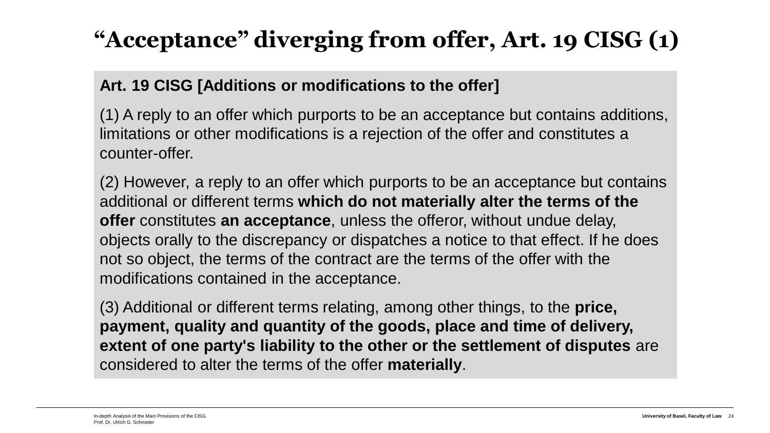# "Acceptance" diverging from offer, Art. 19 CISG (1)

**Art. 19 CISG [Additions or modifications to the offer]**

(1) A reply to an offer which purports to be an acceptance but contains additions, limitations or other modifications is a rejection of the offer and constitutes a counter-offer.

(2) However, a reply to an offer which purports to be an acceptance but contains additional or different terms **which do not materially alter the terms of the offer** constitutes **an acceptance**, unless the offeror, without undue delay, objects orally to the discrepancy or dispatches a notice to that effect. If he does not so object, the terms of the contract are the terms of the offer with the modifications contained in the acceptance.

(3) Additional or different terms relating, among other things, to the **price, payment, quality and quantity of the goods, place and time of delivery, extent of one party's liability to the other or the settlement of disputes** are considered to alter the terms of the offer **materially**.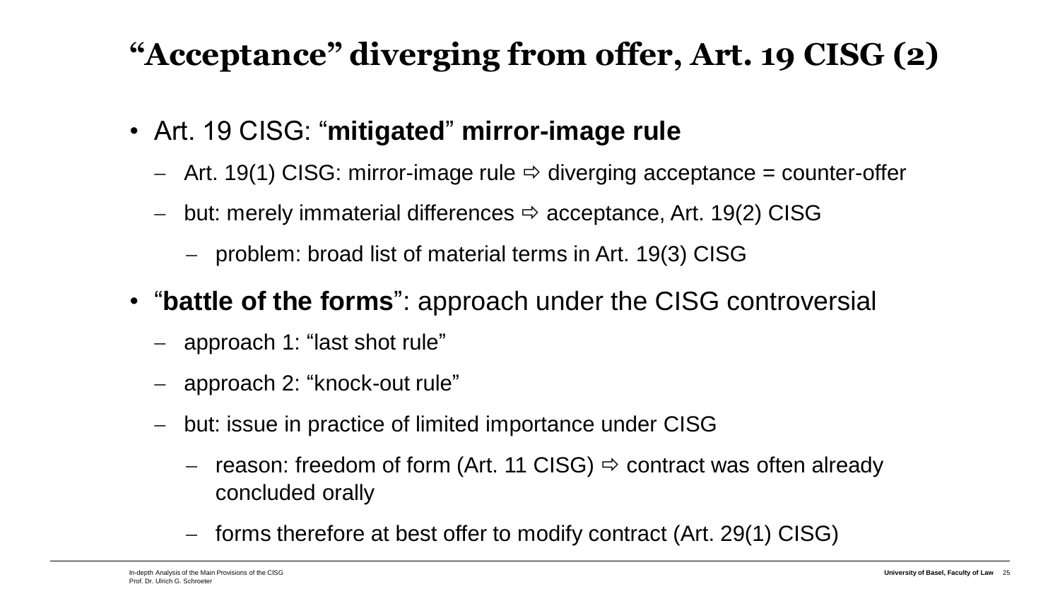# "Acceptance" diverging from offer, Art. 19 CISG (2)

- Art. 19 CISG: "**mitigated**" **mirror-image rule**
  - Art. 19(1) CISG: mirror-image rule ⇨ diverging acceptance = counter-offer
  - but: merely immaterial differences ⇨ acceptance, Art. 19(2) CISG
    - problem: broad list of material terms in Art. 19(3) CISG
- "**battle of the forms**": approach under the CISG controversial
  - approach 1: "last shot rule"
  - approach 2: "knock-out rule"
  - but: issue in practice of limited importance under CISG
    - reason: freedom of form (Art. 11 CISG) ⇨ contract was often already concluded orally
    - forms therefore at best offer to modify contract (Art. 29(1) CISG)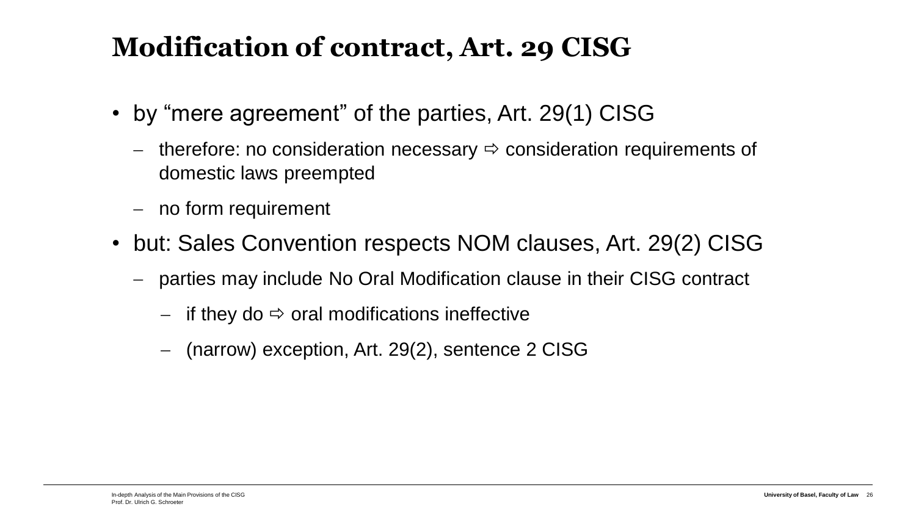# Modification of contract, Art. 29 CISG

- by "mere agreement" of the parties, Art. 29(1) CISG
  - therefore: no consideration necessary ⇨ consideration requirements of domestic laws preempted
  - no form requirement
- but: Sales Convention respects NOM clauses, Art. 29(2) CISG
  - parties may include No Oral Modification clause in their CISG contract
    - if they do ⇨ oral modifications ineffective
    - (narrow) exception, Art. 29(2), sentence 2 CISG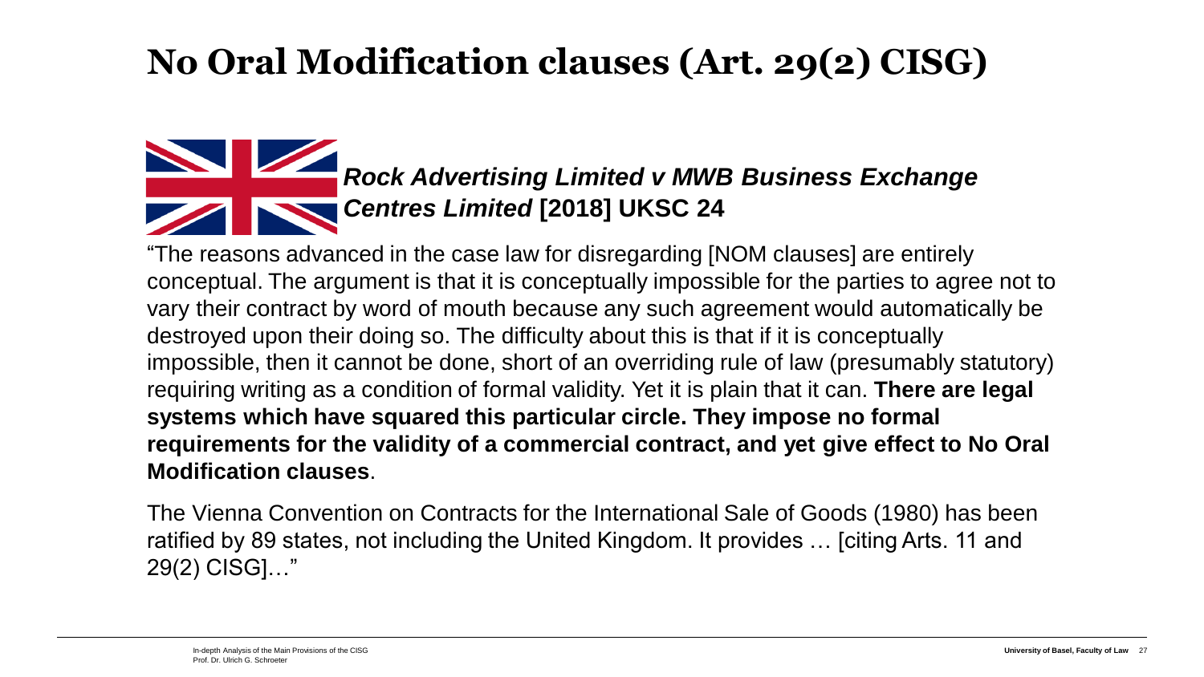# No Oral Modification clauses (Art. 29(2) CISG)

***Rock Advertising Limited v MWB Business Exchange Centres Limited* [2018] UKSC 24**

"The reasons advanced in the case law for disregarding [NOM clauses] are entirely conceptual. The argument is that it is conceptually impossible for the parties to agree not to vary their contract by word of mouth because any such agreement would automatically be destroyed upon their doing so. The difficulty about this is that if it is conceptually impossible, then it cannot be done, short of an overriding rule of law (presumably statutory) requiring writing as a condition of formal validity. Yet it is plain that it can. **There are legal systems which have squared this particular circle. They impose no formal requirements for the validity of a commercial contract, and yet give effect to No Oral Modification clauses**.

The Vienna Convention on Contracts for the International Sale of Goods (1980) has been ratified by 89 states, not including the United Kingdom. It provides … [citing Arts. 11 and 29(2) CISG]…"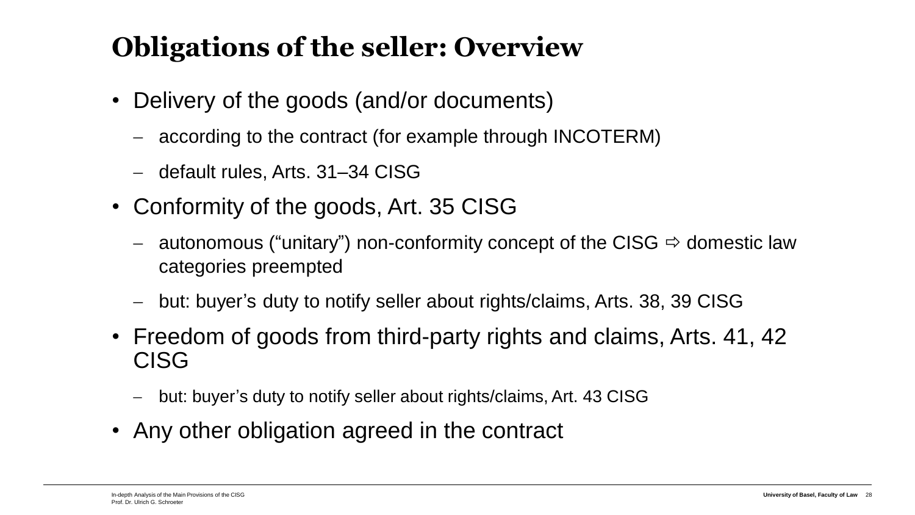# Obligations of the seller: Overview

- Delivery of the goods (and/or documents)
  - according to the contract (for example through INCOTERM)
  - default rules, Arts. 31–34 CISG
- Conformity of the goods, Art. 35 CISG
  - autonomous (“unitary”) non-conformity concept of the CISG ⇨ domestic law categories preempted
  - but: buyer’s duty to notify seller about rights/claims, Arts. 38, 39 CISG
- Freedom of goods from third-party rights and claims, Arts. 41, 42 CISG
  - but: buyer’s duty to notify seller about rights/claims, Art. 43 CISG
- Any other obligation agreed in the contract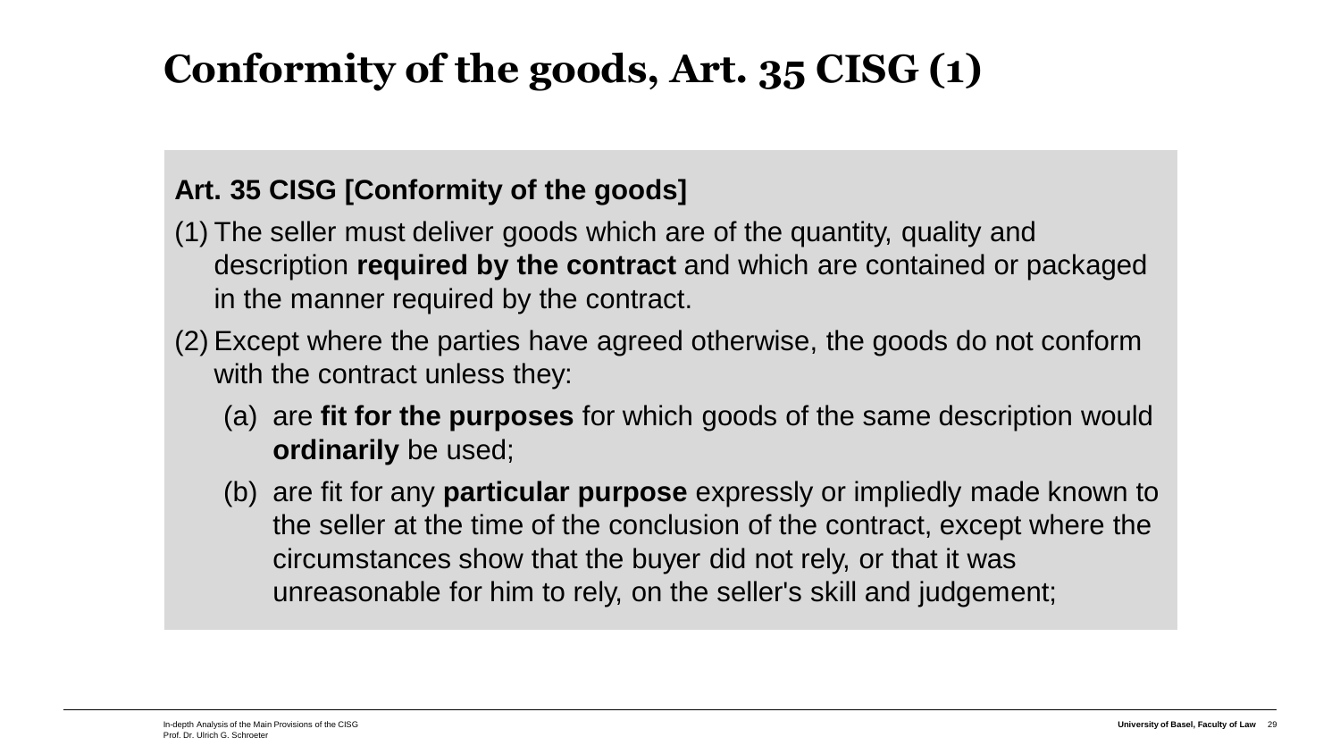# Conformity of the goods, Art. 35 CISG (1)

**Art. 35 CISG [Conformity of the goods]**

(1) The seller must deliver goods which are of the quantity, quality and description **required by the contract** and which are contained or packaged in the manner required by the contract.

(2) Except where the parties have agreed otherwise, the goods do not conform with the contract unless they:

   (a) are **fit for the purposes** for which goods of the same description would **ordinarily** be used;

   (b) are fit for any **particular purpose** expressly or impliedly made known to the seller at the time of the conclusion of the contract, except where the circumstances show that the buyer did not rely, or that it was unreasonable for him to rely, on the seller's skill and judgement;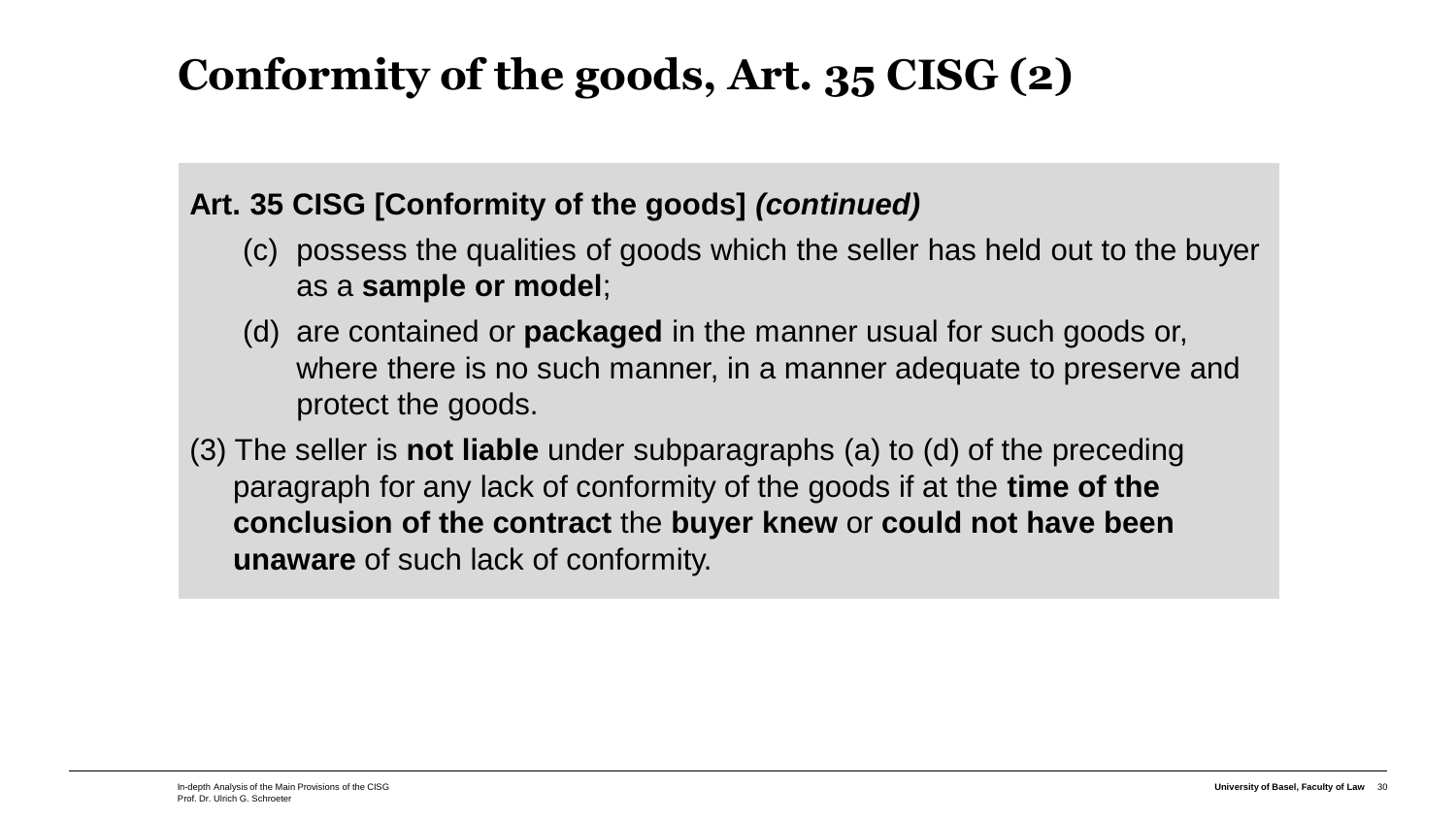# Conformity of the goods, Art. 35 CISG (2)

**Art. 35 CISG [Conformity of the goods]** ***(continued)***

(c) possess the qualities of goods which the seller has held out to the buyer as a **sample or model**;

(d) are contained or **packaged** in the manner usual for such goods or, where there is no such manner, in a manner adequate to preserve and protect the goods.

(3) The seller is **not liable** under subparagraphs (a) to (d) of the preceding paragraph for any lack of conformity of the goods if at the **time of the conclusion of the contract** the **buyer knew** or **could not have been unaware** of such lack of conformity.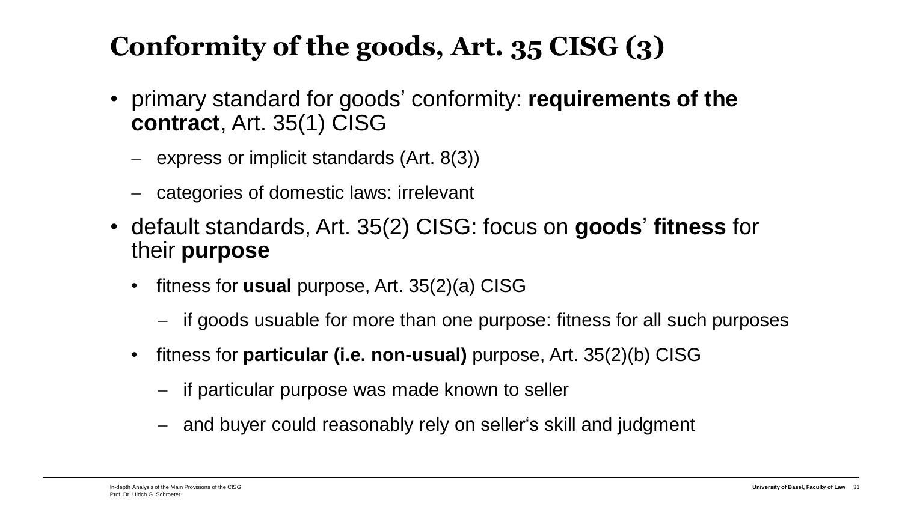# Conformity of the goods, Art. 35 CISG (3)

- primary standard for goods' conformity: **requirements of the contract**, Art. 35(1) CISG
  - express or implicit standards (Art. 8(3))
  - categories of domestic laws: irrelevant
- default standards, Art. 35(2) CISG: focus on **goods**' **fitness** for their **purpose**
  - fitness for **usual** purpose, Art. 35(2)(a) CISG
    - if goods usuable for more than one purpose: fitness for all such purposes
  - fitness for **particular (i.e. non-usual)** purpose, Art. 35(2)(b) CISG
    - if particular purpose was made known to seller
    - and buyer could reasonably rely on seller's skill and judgment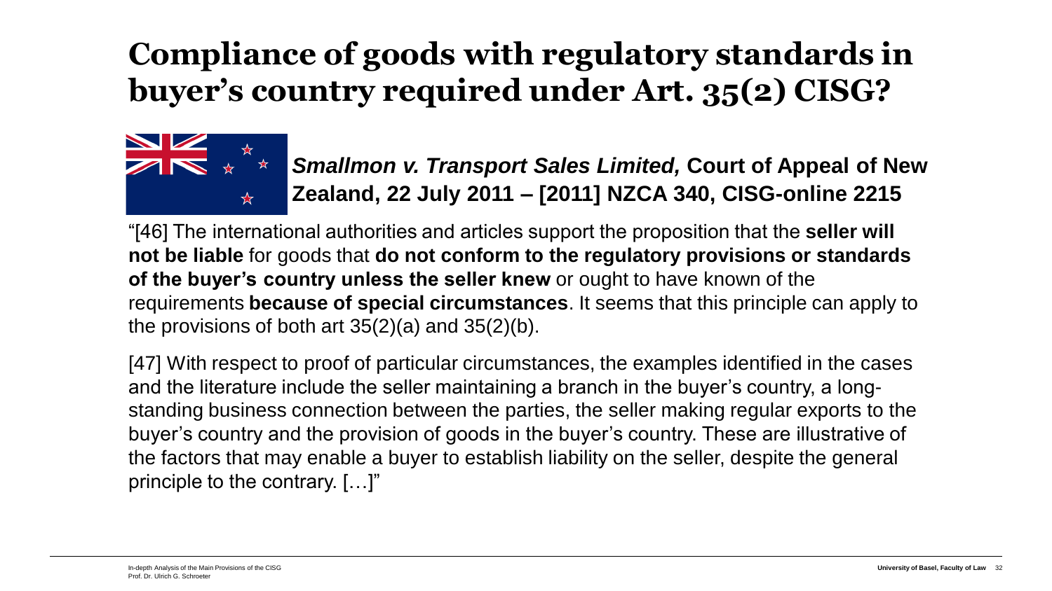# Compliance of goods with regulatory standards in buyer's country required under Art. 35(2) CISG?

***Smallmon v. Transport Sales Limited,*** **Court of Appeal of New Zealand, 22 July 2011 – [2011] NZCA 340, CISG-online 2215**

"[46] The international authorities and articles support the proposition that the **seller will not be liable** for goods that **do not conform to the regulatory provisions or standards of the buyer's country unless the seller knew** or ought to have known of the requirements **because of special circumstances**. It seems that this principle can apply to the provisions of both art 35(2)(a) and 35(2)(b).

[47] With respect to proof of particular circumstances, the examples identified in the cases and the literature include the seller maintaining a branch in the buyer's country, a long-standing business connection between the parties, the seller making regular exports to the buyer's country and the provision of goods in the buyer's country. These are illustrative of the factors that may enable a buyer to establish liability on the seller, despite the general principle to the contrary. […]"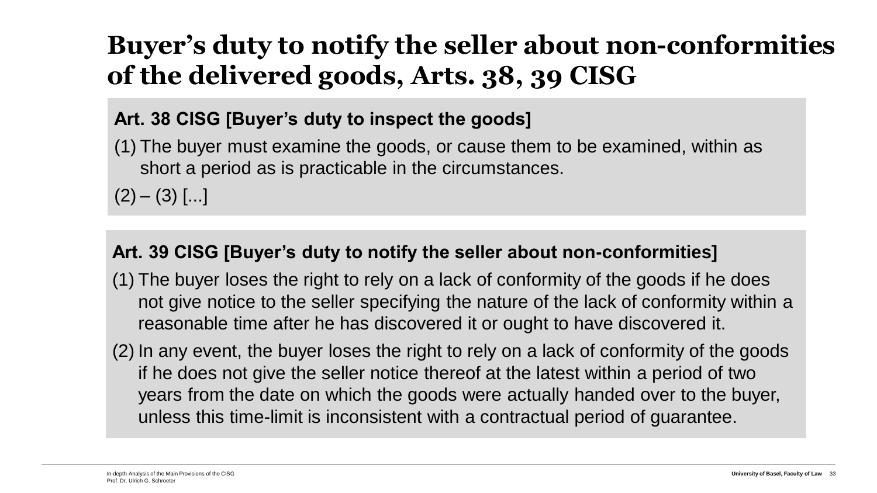# Buyer's duty to notify the seller about non-conformities of the delivered goods, Arts. 38, 39 CISG

**Art. 38 CISG [Buyer's duty to inspect the goods]**

(1) The buyer must examine the goods, or cause them to be examined, within as short a period as is practicable in the circumstances.

(2) – (3) [...]

**Art. 39 CISG [Buyer's duty to notify the seller about non-conformities]**

(1) The buyer loses the right to rely on a lack of conformity of the goods if he does not give notice to the seller specifying the nature of the lack of conformity within a reasonable time after he has discovered it or ought to have discovered it.

(2) In any event, the buyer loses the right to rely on a lack of conformity of the goods if he does not give the seller notice thereof at the latest within a period of two years from the date on which the goods were actually handed over to the buyer, unless this time-limit is inconsistent with a contractual period of guarantee.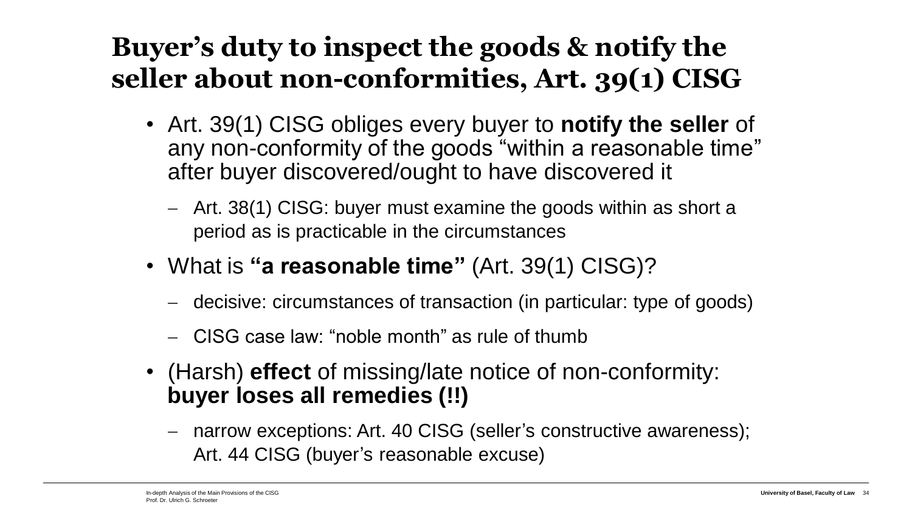# Buyer's duty to inspect the goods & notify the seller about non-conformities, Art. 39(1) CISG

- Art. 39(1) CISG obliges every buyer to **notify the seller** of any non-conformity of the goods "within a reasonable time" after buyer discovered/ought to have discovered it
  - Art. 38(1) CISG: buyer must examine the goods within as short a period as is practicable in the circumstances
- What is **"a reasonable time"** (Art. 39(1) CISG)?
  - decisive: circumstances of transaction (in particular: type of goods)
  - CISG case law: "noble month" as rule of thumb
- (Harsh) **effect** of missing/late notice of non-conformity: **buyer loses all remedies (!!)**
  - narrow exceptions: Art. 40 CISG (seller's constructive awareness); Art. 44 CISG (buyer's reasonable excuse)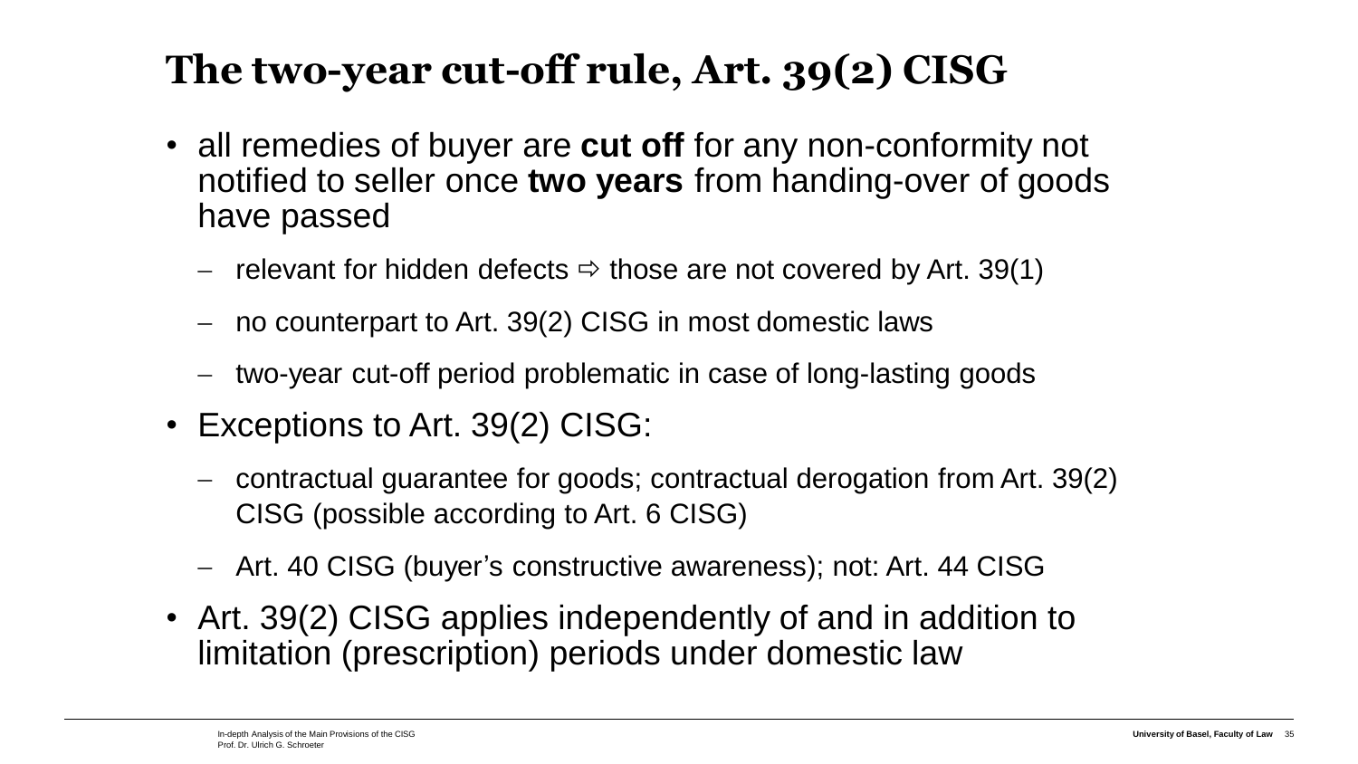# The two-year cut-off rule, Art. 39(2) CISG

- all remedies of buyer are **cut off** for any non-conformity not notified to seller once **two years** from handing-over of goods have passed
  - relevant for hidden defects ⇨ those are not covered by Art. 39(1)
  - no counterpart to Art. 39(2) CISG in most domestic laws
  - two-year cut-off period problematic in case of long-lasting goods
- Exceptions to Art. 39(2) CISG:
  - contractual guarantee for goods; contractual derogation from Art. 39(2) CISG (possible according to Art. 6 CISG)
  - Art. 40 CISG (buyer's constructive awareness); not: Art. 44 CISG
- Art. 39(2) CISG applies independently of and in addition to limitation (prescription) periods under domestic law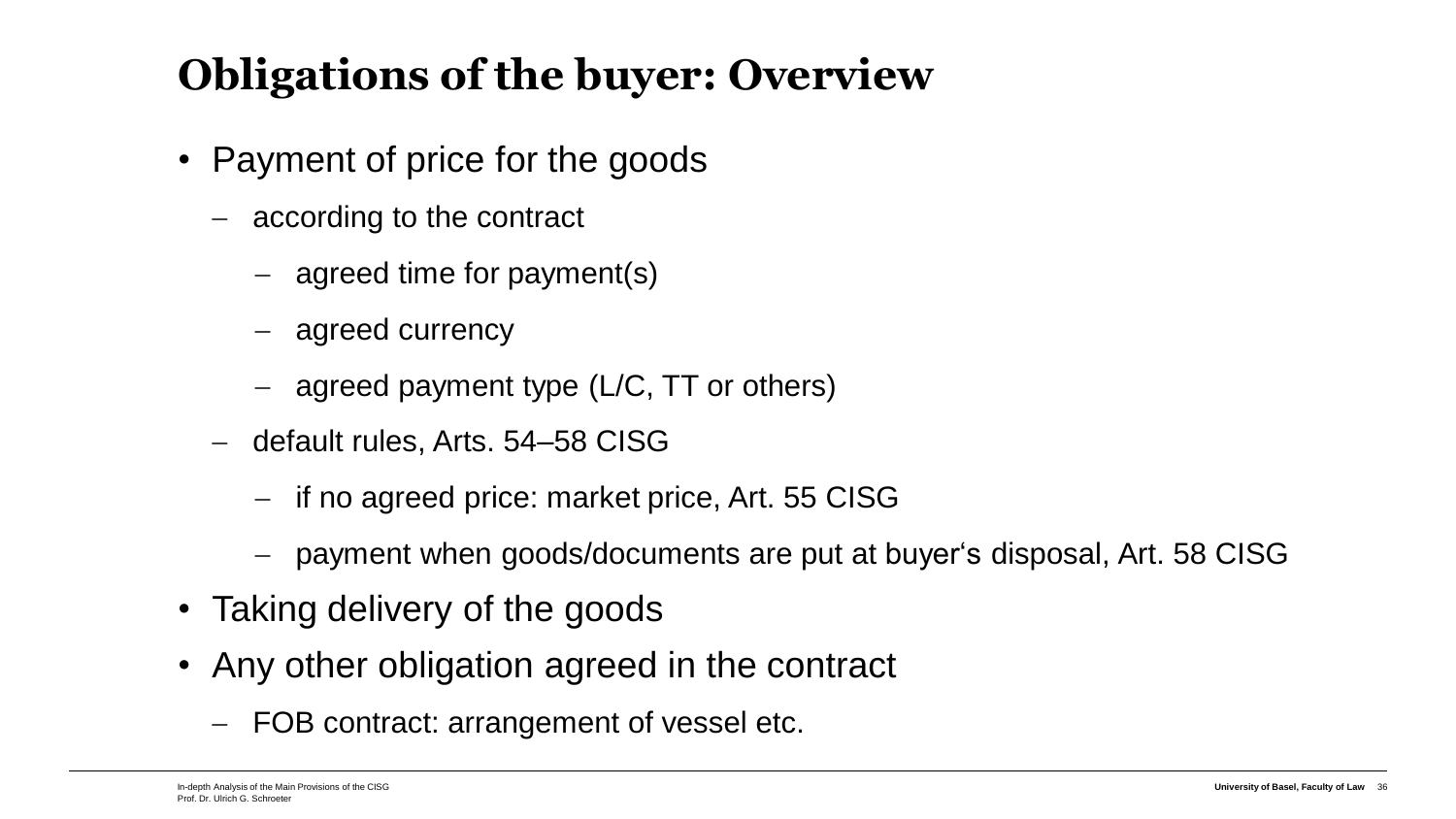# Obligations of the buyer: Overview

- Payment of price for the goods
  - according to the contract
    - agreed time for payment(s)
    - agreed currency
    - agreed payment type (L/C, TT or others)
  - default rules, Arts. 54–58 CISG
    - if no agreed price: market price, Art. 55 CISG
    - payment when goods/documents are put at buyer‘s disposal, Art. 58 CISG
- Taking delivery of the goods
- Any other obligation agreed in the contract
  - FOB contract: arrangement of vessel etc.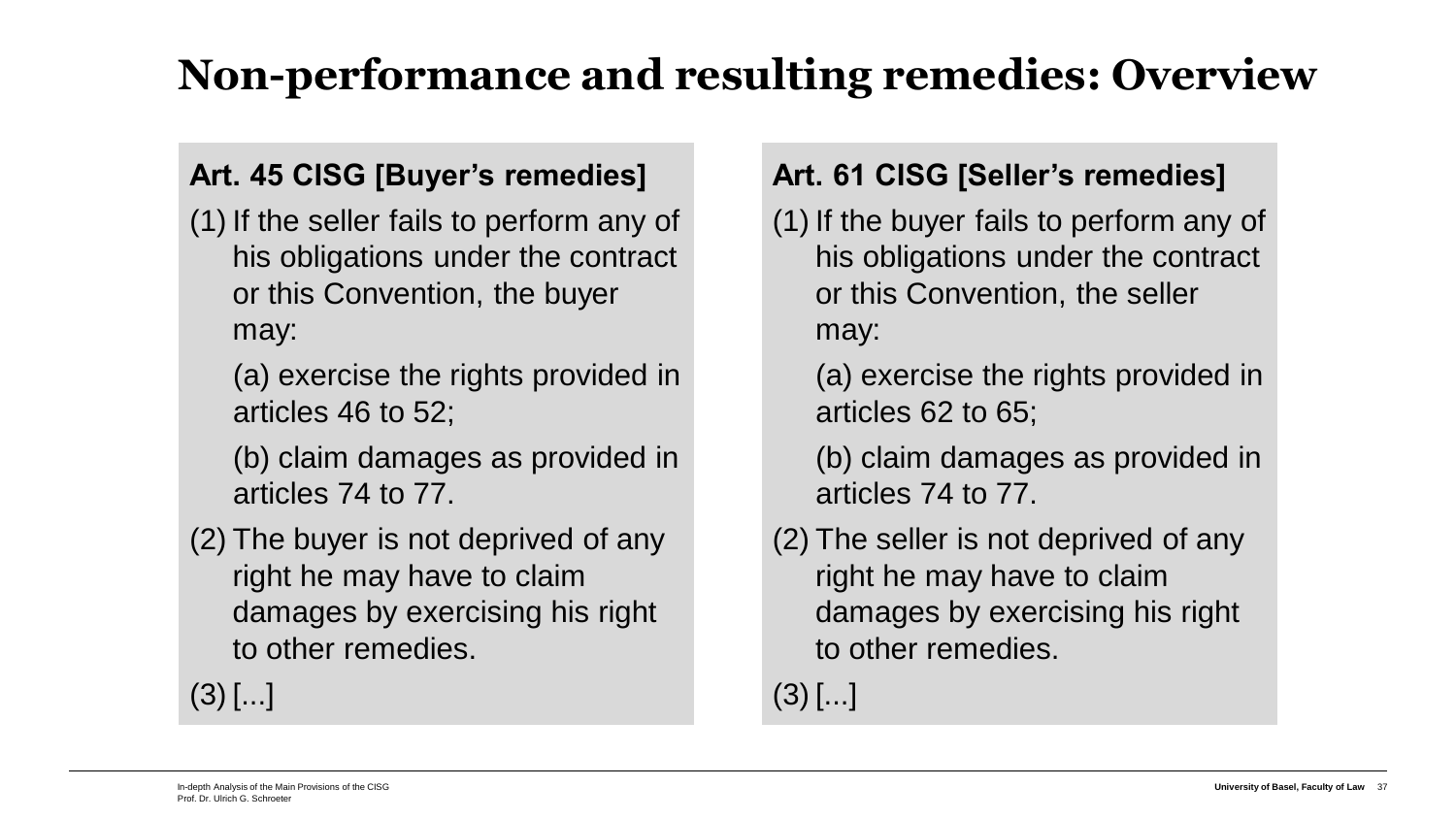# Non-performance and resulting remedies: Overview

**Art. 45 CISG [Buyer's remedies]**

(1) If the seller fails to perform any of his obligations under the contract or this Convention, the buyer may:

(a) exercise the rights provided in articles 46 to 52;

(b) claim damages as provided in articles 74 to 77.

(2) The buyer is not deprived of any right he may have to claim damages by exercising his right to other remedies.

(3) [...]

**Art. 61 CISG [Seller's remedies]**

(1) If the buyer fails to perform any of his obligations under the contract or this Convention, the seller may:

(a) exercise the rights provided in articles 62 to 65;

(b) claim damages as provided in articles 74 to 77.

(2) The seller is not deprived of any right he may have to claim damages by exercising his right to other remedies.

(3) [...]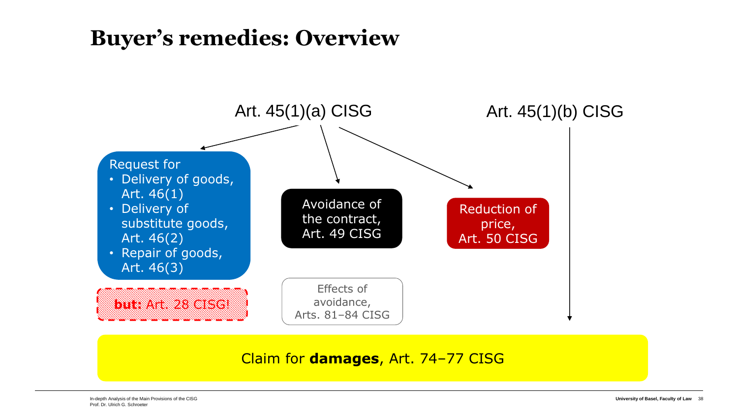# Buyer's remedies: Overview

Art. 45(1)(a) CISG

Art. 45(1)(b) CISG

Request for
- Delivery of goods, Art. 46(1)
- Delivery of substitute goods, Art. 46(2)
- Repair of goods, Art. 46(3)

**but:** Art. 28 CISG!

Avoidance of the contract, Art. 49 CISG

Effects of avoidance, Arts. 81–84 CISG

Reduction of price, Art. 50 CISG

Claim for **damages**, Art. 74–77 CISG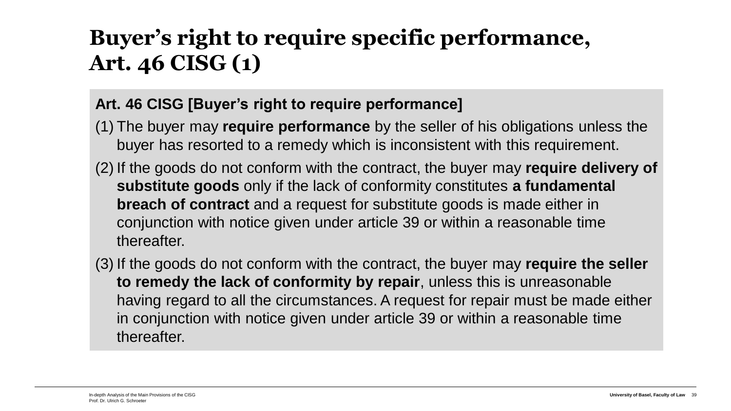# Buyer's right to require specific performance, Art. 46 CISG (1)

**Art. 46 CISG [Buyer's right to require performance]**

(1) The buyer may **require performance** by the seller of his obligations unless the buyer has resorted to a remedy which is inconsistent with this requirement.

(2) If the goods do not conform with the contract, the buyer may **require delivery of substitute goods** only if the lack of conformity constitutes **a fundamental breach of contract** and a request for substitute goods is made either in conjunction with notice given under article 39 or within a reasonable time thereafter.

(3) If the goods do not conform with the contract, the buyer may **require the seller to remedy the lack of conformity by repair**, unless this is unreasonable having regard to all the circumstances. A request for repair must be made either in conjunction with notice given under article 39 or within a reasonable time thereafter.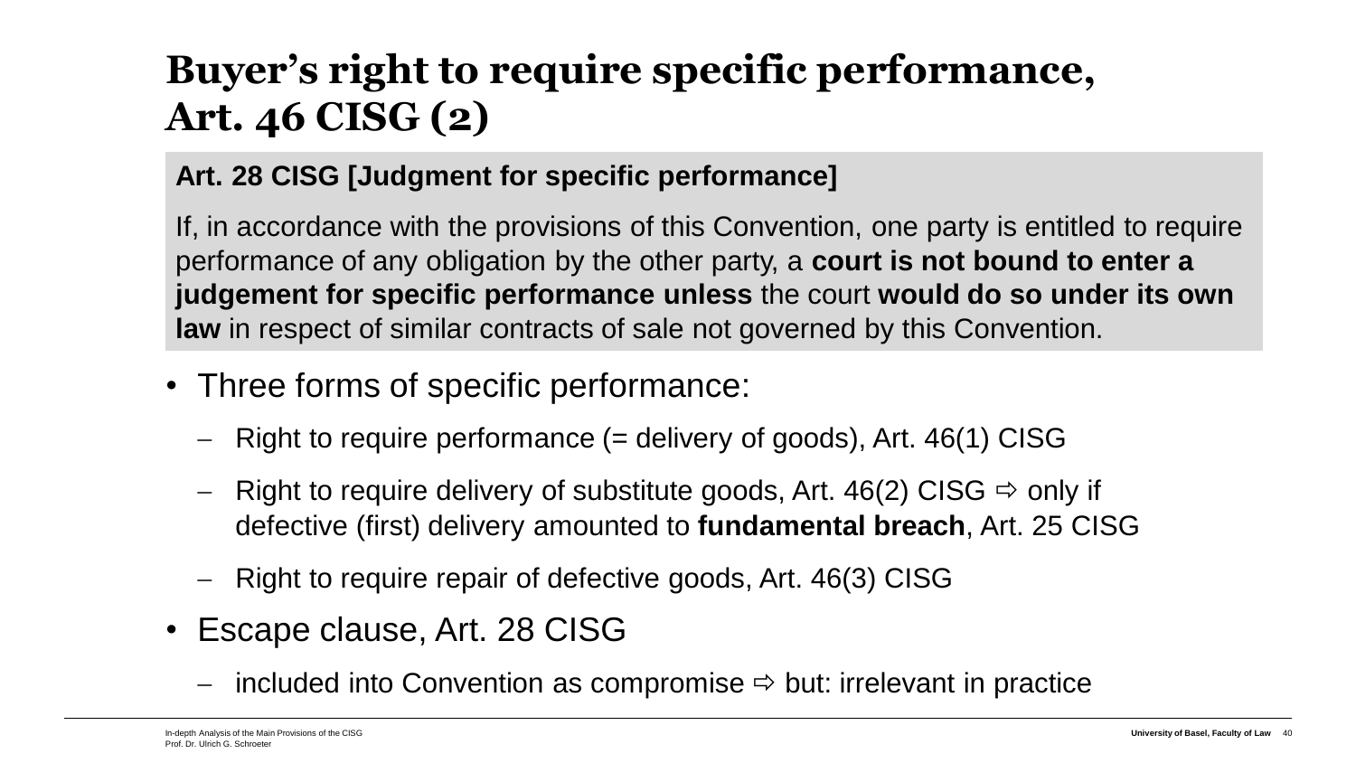# Buyer's right to require specific performance, Art. 46 CISG (2)

**Art. 28 CISG [Judgment for specific performance]**

If, in accordance with the provisions of this Convention, one party is entitled to require performance of any obligation by the other party, a **court is not bound to enter a judgement for specific performance unless** the court **would do so under its own law** in respect of similar contracts of sale not governed by this Convention.

- Three forms of specific performance:
  - Right to require performance (= delivery of goods), Art. 46(1) CISG
  - Right to require delivery of substitute goods, Art. 46(2) CISG ⇨ only if defective (first) delivery amounted to **fundamental breach**, Art. 25 CISG
  - Right to require repair of defective goods, Art. 46(3) CISG
- Escape clause, Art. 28 CISG
  - included into Convention as compromise ⇨ but: irrelevant in practice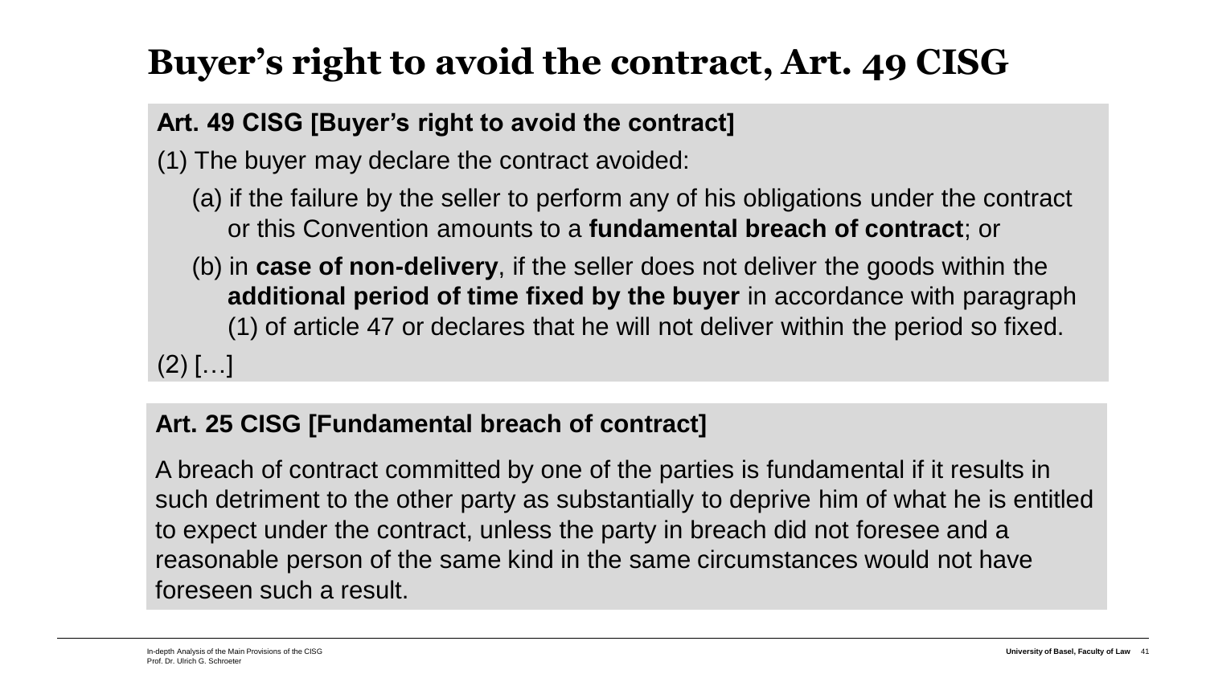# Buyer’s right to avoid the contract, Art. 49 CISG

**Art. 49 CISG [Buyer’s right to avoid the contract]**

(1) The buyer may declare the contract avoided:

(a) if the failure by the seller to perform any of his obligations under the contract or this Convention amounts to a **fundamental breach of contract**; or

(b) in **case of non-delivery**, if the seller does not deliver the goods within the **additional period of time fixed by the buyer** in accordance with paragraph (1) of article 47 or declares that he will not deliver within the period so fixed.

(2) […]

**Art. 25 CISG [Fundamental breach of contract]**

A breach of contract committed by one of the parties is fundamental if it results in such detriment to the other party as substantially to deprive him of what he is entitled to expect under the contract, unless the party in breach did not foresee and a reasonable person of the same kind in the same circumstances would not have foreseen such a result.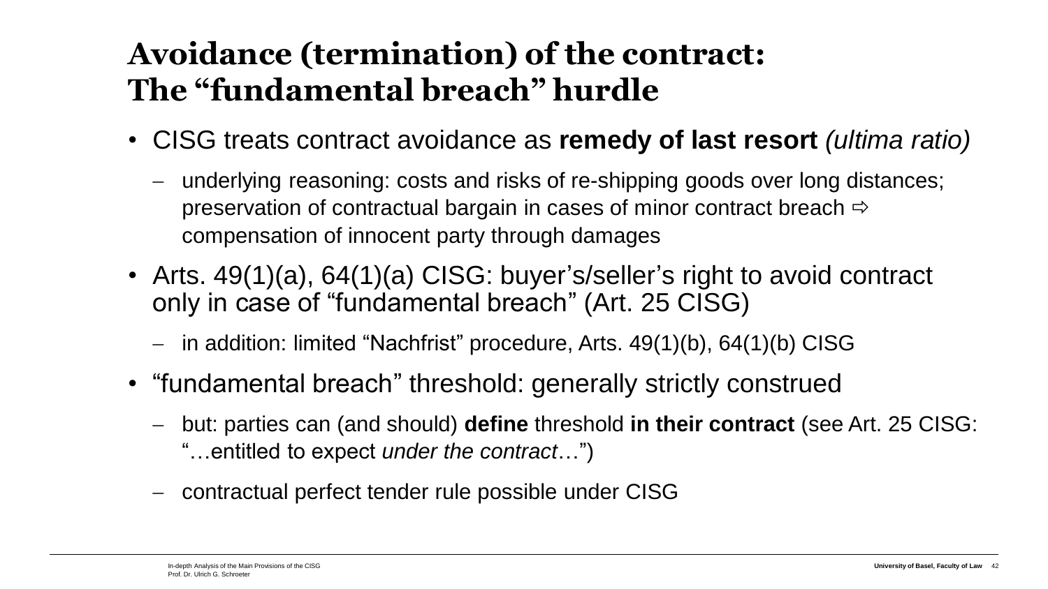# Avoidance (termination) of the contract: The "fundamental breach" hurdle

- CISG treats contract avoidance as **remedy of last resort** *(ultima ratio)*
  - underlying reasoning: costs and risks of re-shipping goods over long distances; preservation of contractual bargain in cases of minor contract breach ⇨ compensation of innocent party through damages
- Arts. 49(1)(a), 64(1)(a) CISG: buyer's/seller's right to avoid contract only in case of "fundamental breach" (Art. 25 CISG)
  - in addition: limited "Nachfrist" procedure, Arts. 49(1)(b), 64(1)(b) CISG
- "fundamental breach" threshold: generally strictly construed
  - but: parties can (and should) **define** threshold **in their contract** (see Art. 25 CISG: "…entitled to expect *under the contract*…")
  - contractual perfect tender rule possible under CISG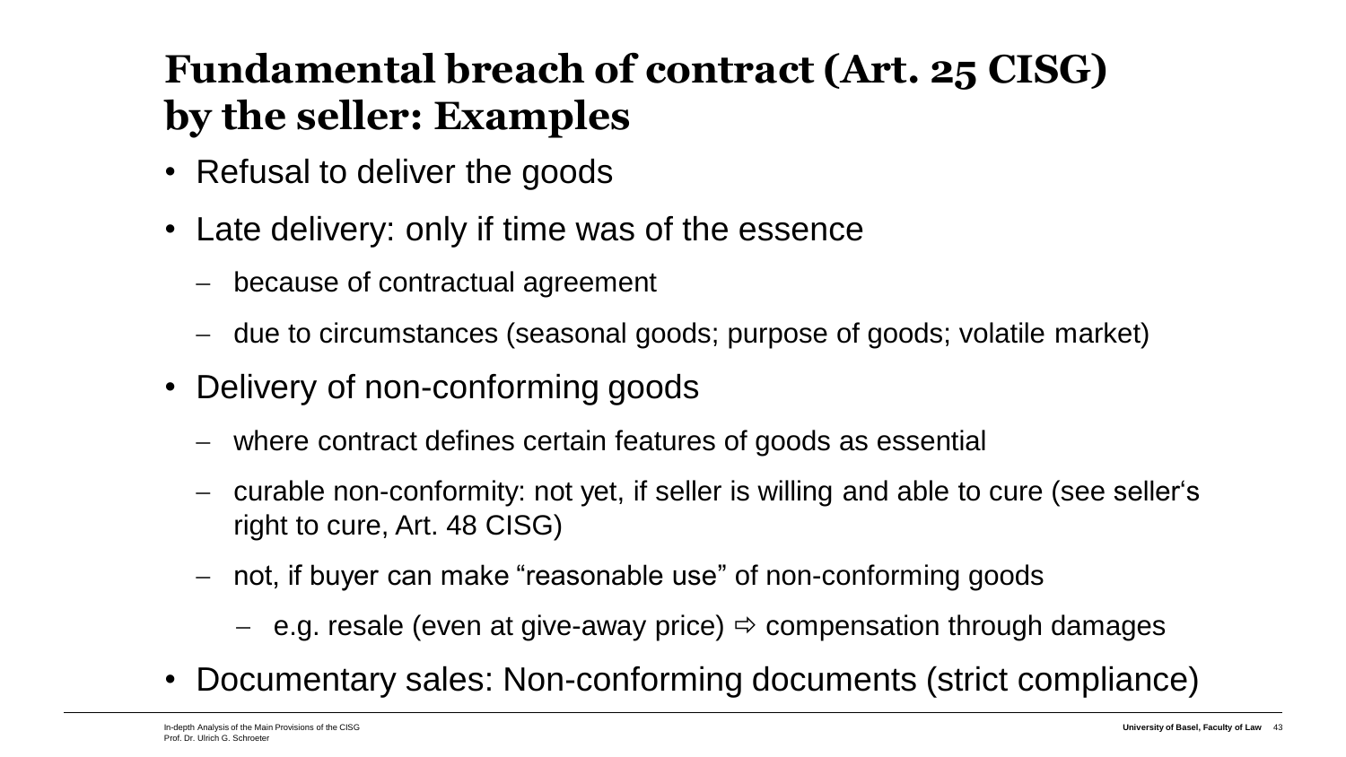# Fundamental breach of contract (Art. 25 CISG) by the seller: Examples

- Refusal to deliver the goods
- Late delivery: only if time was of the essence
  - because of contractual agreement
  - due to circumstances (seasonal goods; purpose of goods; volatile market)
- Delivery of non-conforming goods
  - where contract defines certain features of goods as essential
  - curable non-conformity: not yet, if seller is willing and able to cure (see seller's right to cure, Art. 48 CISG)
  - not, if buyer can make "reasonable use" of non-conforming goods
    - e.g. resale (even at give-away price) ⇨ compensation through damages
- Documentary sales: Non-conforming documents (strict compliance)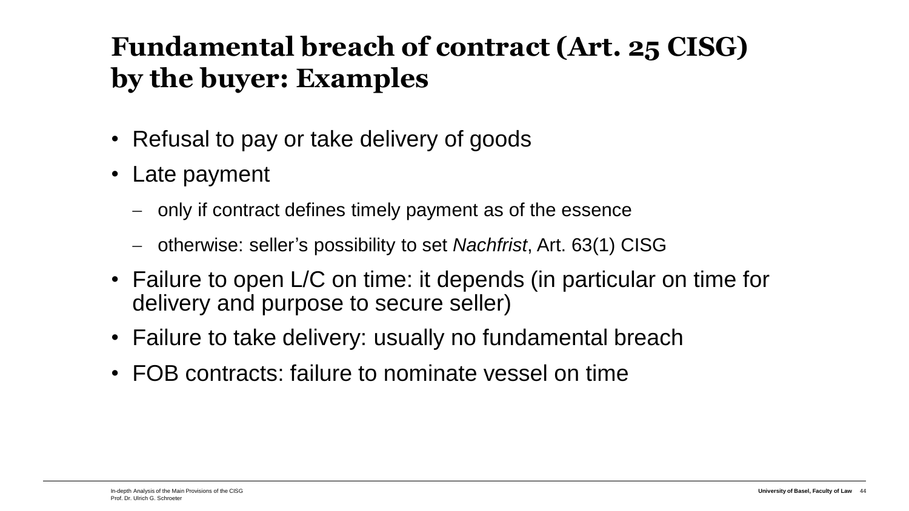# Fundamental breach of contract (Art. 25 CISG) by the buyer: Examples

- Refusal to pay or take delivery of goods
- Late payment
  - only if contract defines timely payment as of the essence
  - otherwise: seller's possibility to set *Nachfrist*, Art. 63(1) CISG
- Failure to open L/C on time: it depends (in particular on time for delivery and purpose to secure seller)
- Failure to take delivery: usually no fundamental breach
- FOB contracts: failure to nominate vessel on time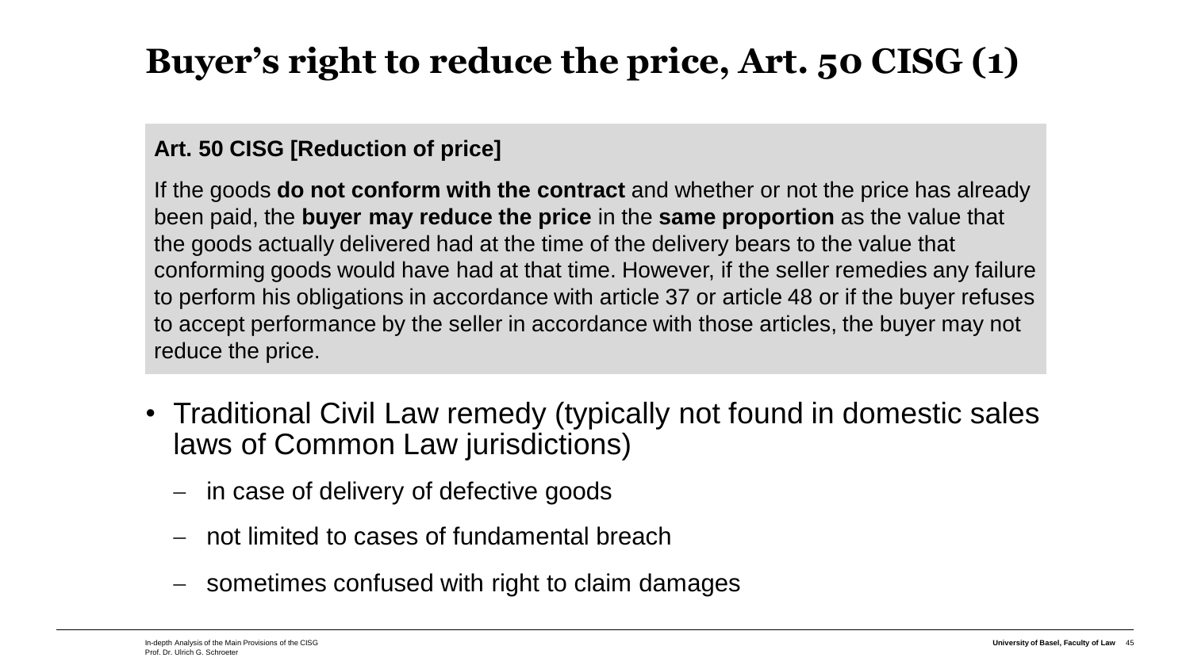# Buyer's right to reduce the price, Art. 50 CISG (1)

**Art. 50 CISG [Reduction of price]**

If the goods **do not conform with the contract** and whether or not the price has already been paid, the **buyer may reduce the price** in the **same proportion** as the value that the goods actually delivered had at the time of the delivery bears to the value that conforming goods would have had at that time. However, if the seller remedies any failure to perform his obligations in accordance with article 37 or article 48 or if the buyer refuses to accept performance by the seller in accordance with those articles, the buyer may not reduce the price.

- Traditional Civil Law remedy (typically not found in domestic sales laws of Common Law jurisdictions)
  - in case of delivery of defective goods
  - not limited to cases of fundamental breach
  - sometimes confused with right to claim damages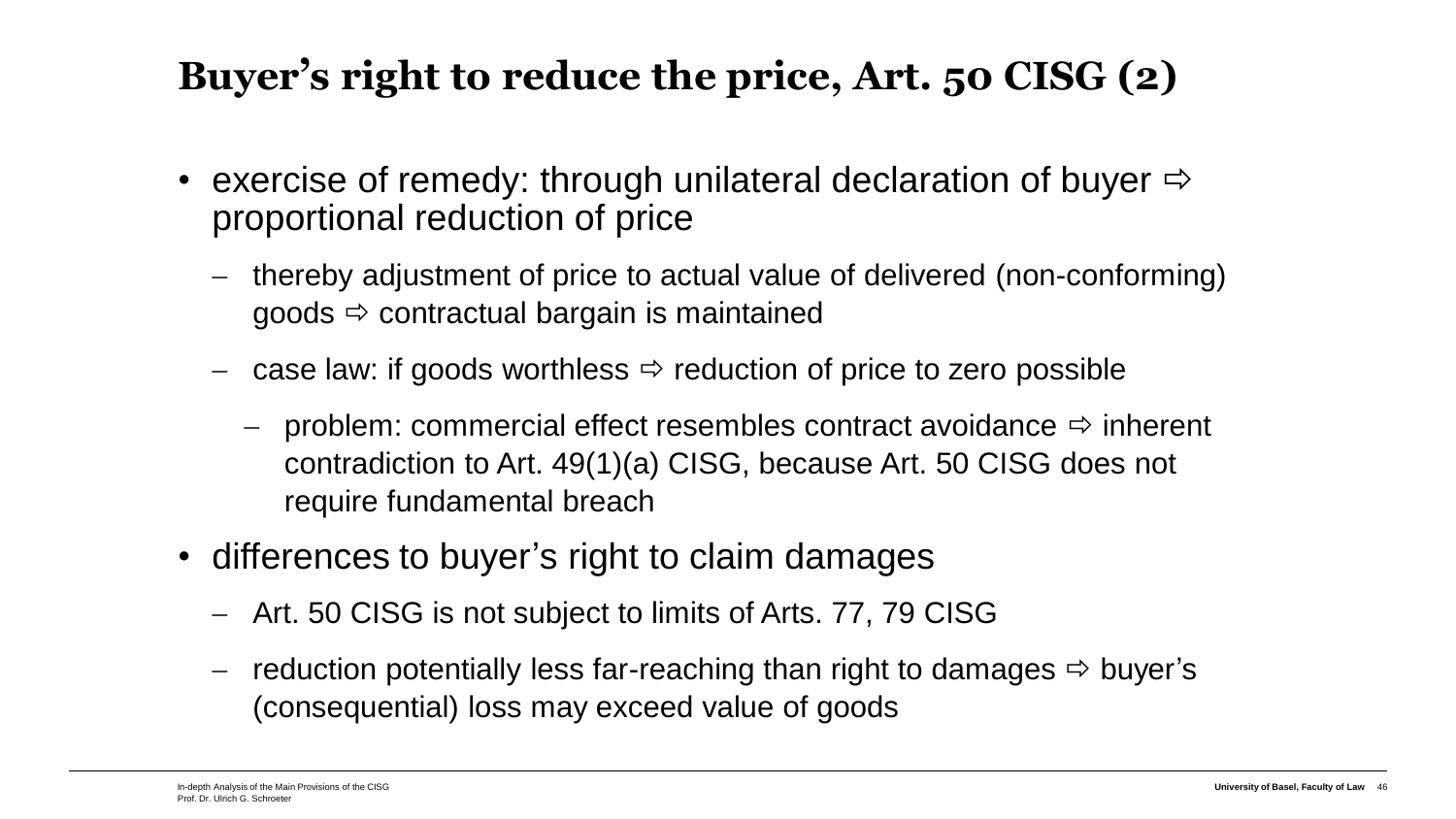# Buyer's right to reduce the price, Art. 50 CISG (2)

- exercise of remedy: through unilateral declaration of buyer ⇨ proportional reduction of price
  - thereby adjustment of price to actual value of delivered (non-conforming) goods ⇨ contractual bargain is maintained
  - case law: if goods worthless ⇨ reduction of price to zero possible
    - problem: commercial effect resembles contract avoidance ⇨ inherent contradiction to Art. 49(1)(a) CISG, because Art. 50 CISG does not require fundamental breach
- differences to buyer's right to claim damages
  - Art. 50 CISG is not subject to limits of Arts. 77, 79 CISG
  - reduction potentially less far-reaching than right to damages ⇨ buyer's (consequential) loss may exceed value of goods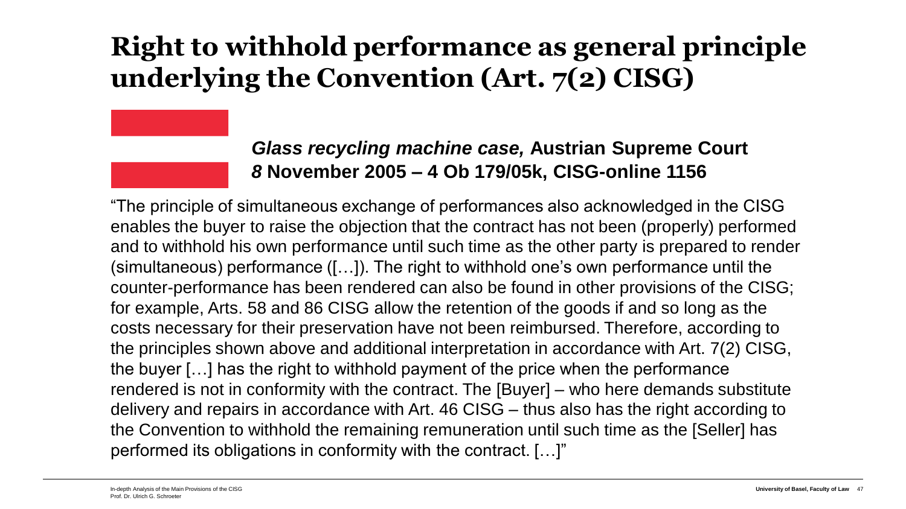# Right to withhold performance as general principle underlying the Convention (Art. 7(2) CISG)

***Glass recycling machine case,* Austrian Supreme Court *8* November 2005 – 4 Ob 179/05k, CISG-online 1156**

"The principle of simultaneous exchange of performances also acknowledged in the CISG enables the buyer to raise the objection that the contract has not been (properly) performed and to withhold his own performance until such time as the other party is prepared to render (simultaneous) performance ([…]). The right to withhold one's own performance until the counter-performance has been rendered can also be found in other provisions of the CISG; for example, Arts. 58 and 86 CISG allow the retention of the goods if and so long as the costs necessary for their preservation have not been reimbursed. Therefore, according to the principles shown above and additional interpretation in accordance with Art. 7(2) CISG, the buyer […] has the right to withhold payment of the price when the performance rendered is not in conformity with the contract. The [Buyer] – who here demands substitute delivery and repairs in accordance with Art. 46 CISG – thus also has the right according to the Convention to withhold the remaining remuneration until such time as the [Seller] has performed its obligations in conformity with the contract. […]"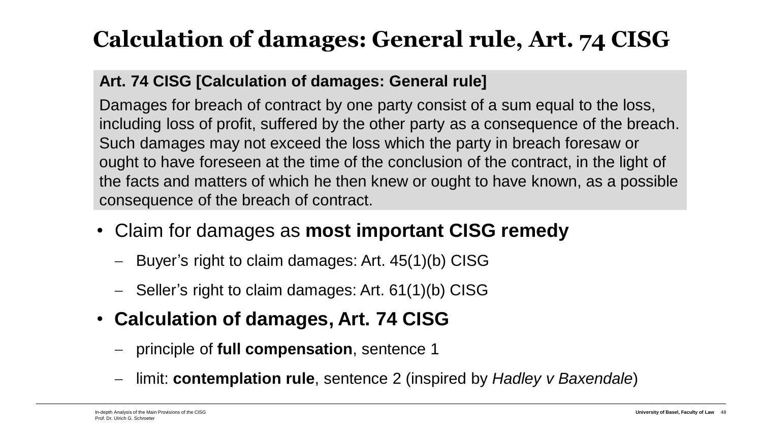# Calculation of damages: General rule, Art. 74 CISG

**Art. 74 CISG [Calculation of damages: General rule]**

Damages for breach of contract by one party consist of a sum equal to the loss, including loss of profit, suffered by the other party as a consequence of the breach. Such damages may not exceed the loss which the party in breach foresaw or ought to have foreseen at the time of the conclusion of the contract, in the light of the facts and matters of which he then knew or ought to have known, as a possible consequence of the breach of contract.

- Claim for damages as **most important CISG remedy**
  - Buyer's right to claim damages: Art. 45(1)(b) CISG
  - Seller's right to claim damages: Art. 61(1)(b) CISG
- **Calculation of damages, Art. 74 CISG**
  - principle of **full compensation**, sentence 1
  - limit: **contemplation rule**, sentence 2 (inspired by *Hadley v Baxendale*)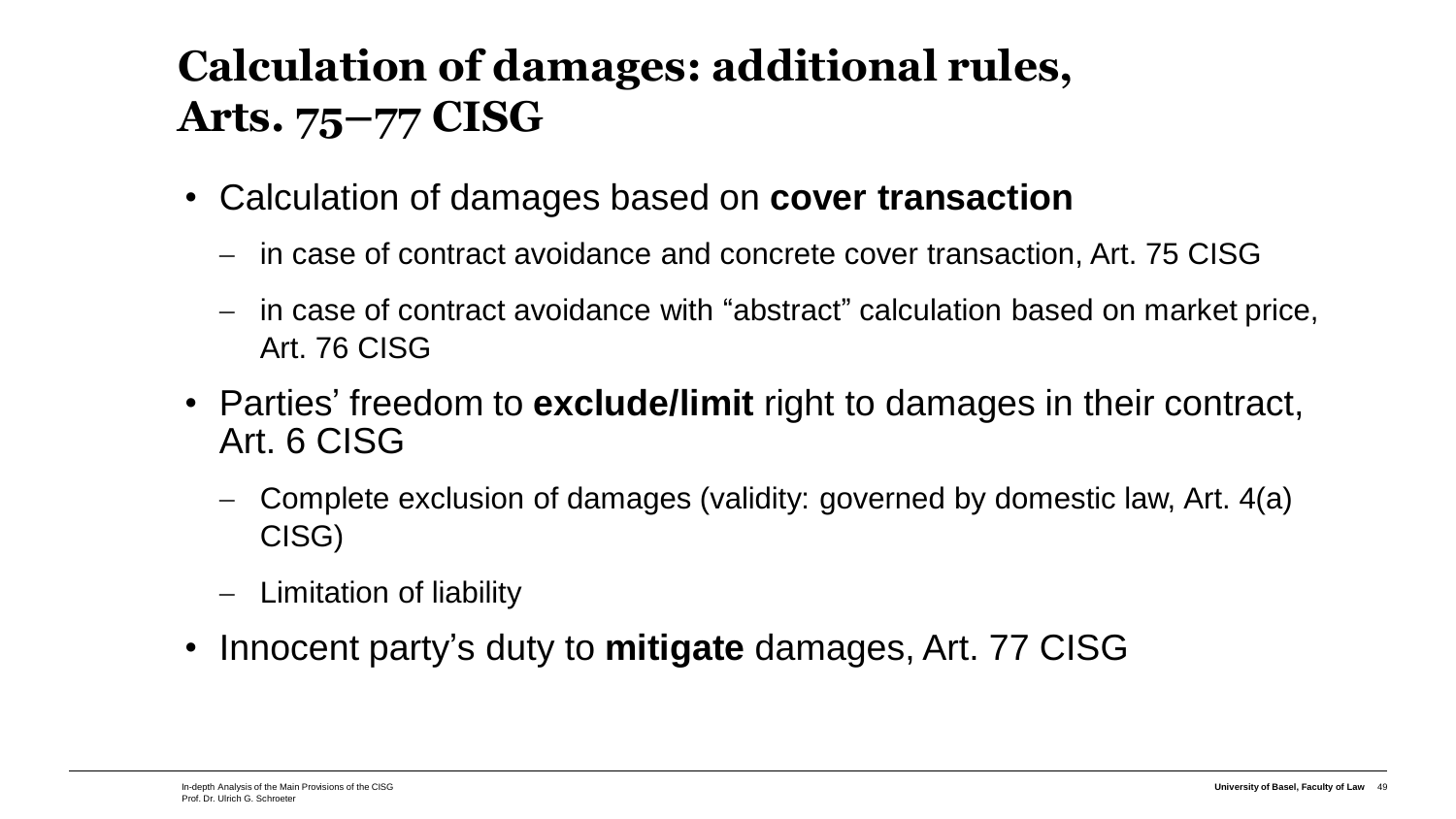# Calculation of damages: additional rules, Arts. 75–77 CISG

- Calculation of damages based on **cover transaction**
  - in case of contract avoidance and concrete cover transaction, Art. 75 CISG
  - in case of contract avoidance with "abstract" calculation based on market price, Art. 76 CISG
- Parties' freedom to **exclude/limit** right to damages in their contract, Art. 6 CISG
  - Complete exclusion of damages (validity: governed by domestic law, Art. 4(a) CISG)
  - Limitation of liability
- Innocent party's duty to **mitigate** damages, Art. 77 CISG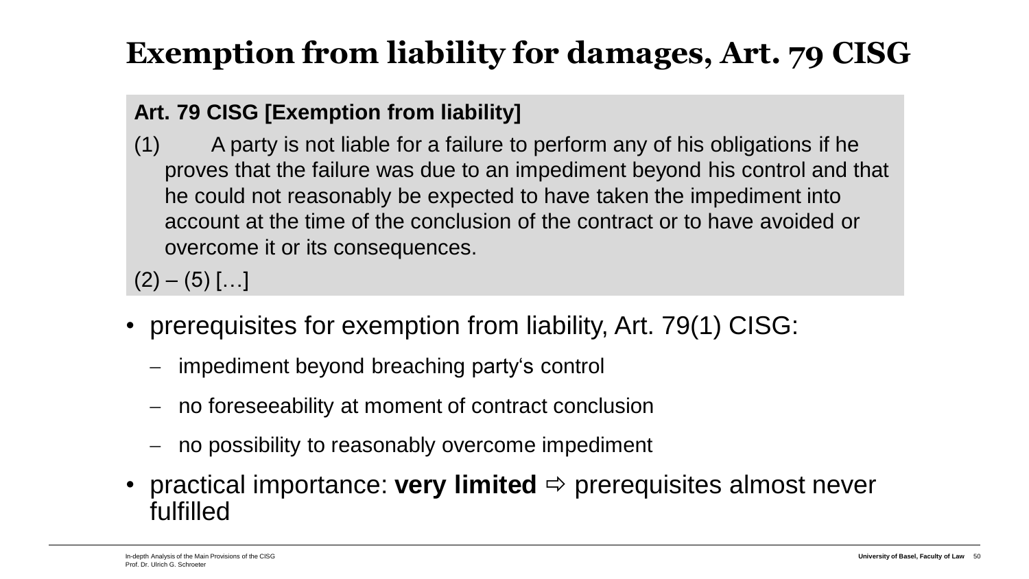# Exemption from liability for damages, Art. 79 CISG

**Art. 79 CISG [Exemption from liability]**

(1) A party is not liable for a failure to perform any of his obligations if he proves that the failure was due to an impediment beyond his control and that he could not reasonably be expected to have taken the impediment into account at the time of the conclusion of the contract or to have avoided or overcome it or its consequences.

(2) – (5) […]

- prerequisites for exemption from liability, Art. 79(1) CISG:
  - impediment beyond breaching party‘s control
  - no foreseeability at moment of contract conclusion
  - no possibility to reasonably overcome impediment
- practical importance: **very limited** ⇨ prerequisites almost never fulfilled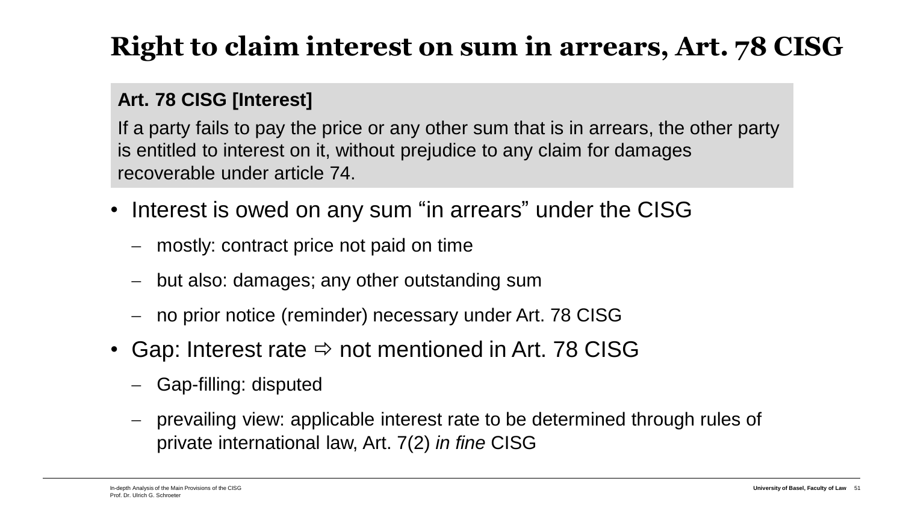# Right to claim interest on sum in arrears, Art. 78 CISG

> **Art. 78 CISG [Interest]**
>
> If a party fails to pay the price or any other sum that is in arrears, the other party is entitled to interest on it, without prejudice to any claim for damages recoverable under article 74.

- Interest is owed on any sum "in arrears" under the CISG
  - mostly: contract price not paid on time
  - but also: damages; any other outstanding sum
  - no prior notice (reminder) necessary under Art. 78 CISG
- Gap: Interest rate ⇨ not mentioned in Art. 78 CISG
  - Gap-filling: disputed
  - prevailing view: applicable interest rate to be determined through rules of private international law, Art. 7(2) *in fine* CISG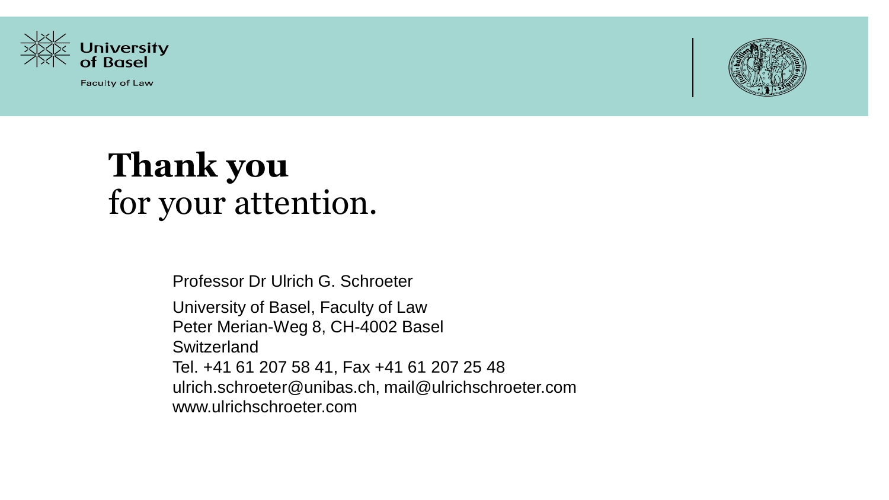University of Basel

Faculty of Law

# **Thank you**
for your attention.

Professor Dr Ulrich G. Schroeter

University of Basel, Faculty of Law
Peter Merian-Weg 8, CH-4002 Basel
Switzerland
Tel. +41 61 207 58 41, Fax +41 61 207 25 48
ulrich.schroeter@unibas.ch, mail@ulrichschroeter.com
www.ulrichschroeter.com